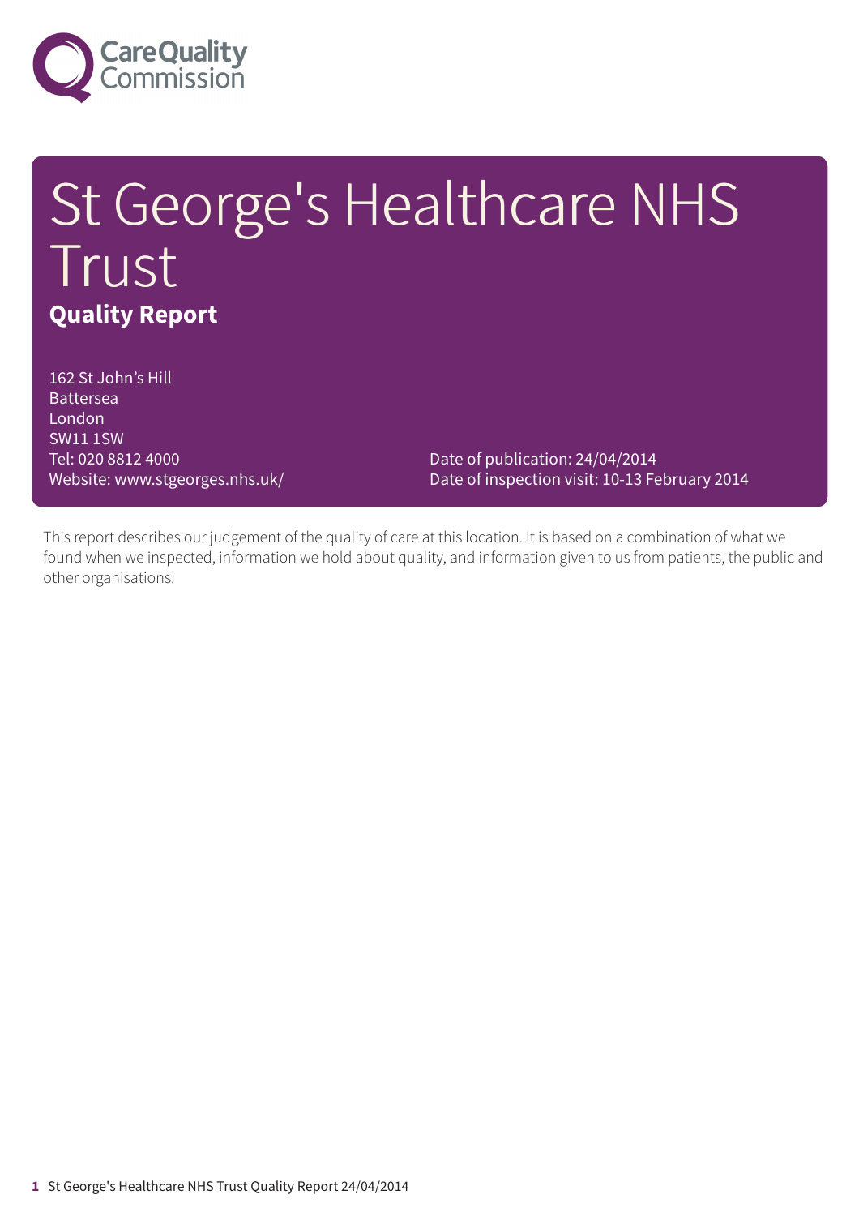# St George's Healthcare NHS Trust

## Quality Report

162 St John's Hill
Battersea
London
SW11 1SW
Tel: 020 8812 4000
Website: www.stgeorges.nhs.uk/

Date of publication: 24/04/2014
Date of inspection visit: 10-13 February 2014

This report describes our judgement of the quality of care at this location. It is based on a combination of what we found when we inspected, information we hold about quality, and information given to us from patients, the public and other organisations.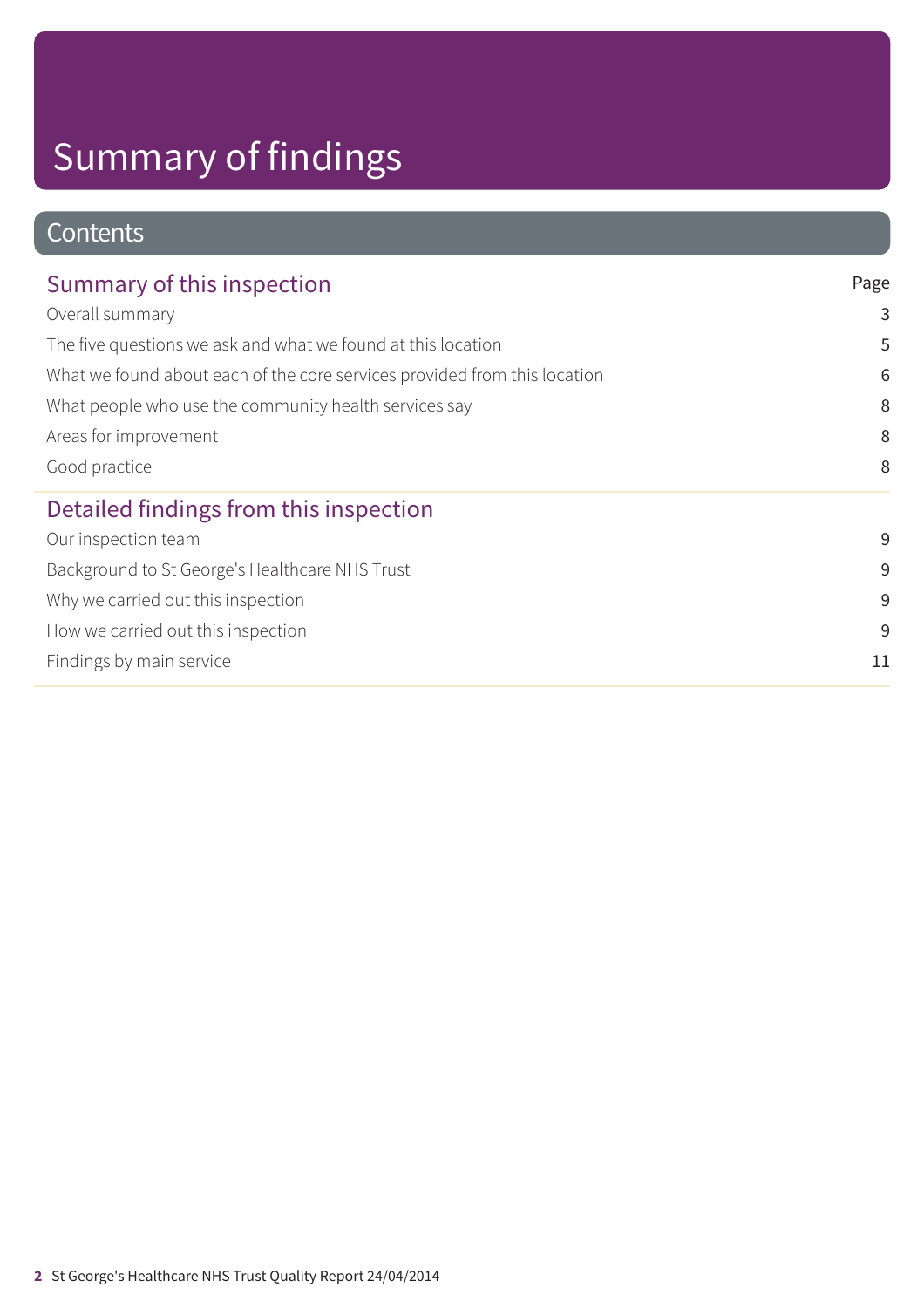# Summary of findings

## Contents

| Summary of this inspection | Page |
| --- | --- |
| Overall summary | 3 |
| The five questions we ask and what we found at this location | 5 |
| What we found about each of the core services provided from this location | 6 |
| What people who use the community health services say | 8 |
| Areas for improvement | 8 |
| Good practice | 8 |

| Detailed findings from this inspection | |
| --- | --- |
| Our inspection team | 9 |
| Background to St George's Healthcare NHS Trust | 9 |
| Why we carried out this inspection | 9 |
| How we carried out this inspection | 9 |
| Findings by main service | 11 |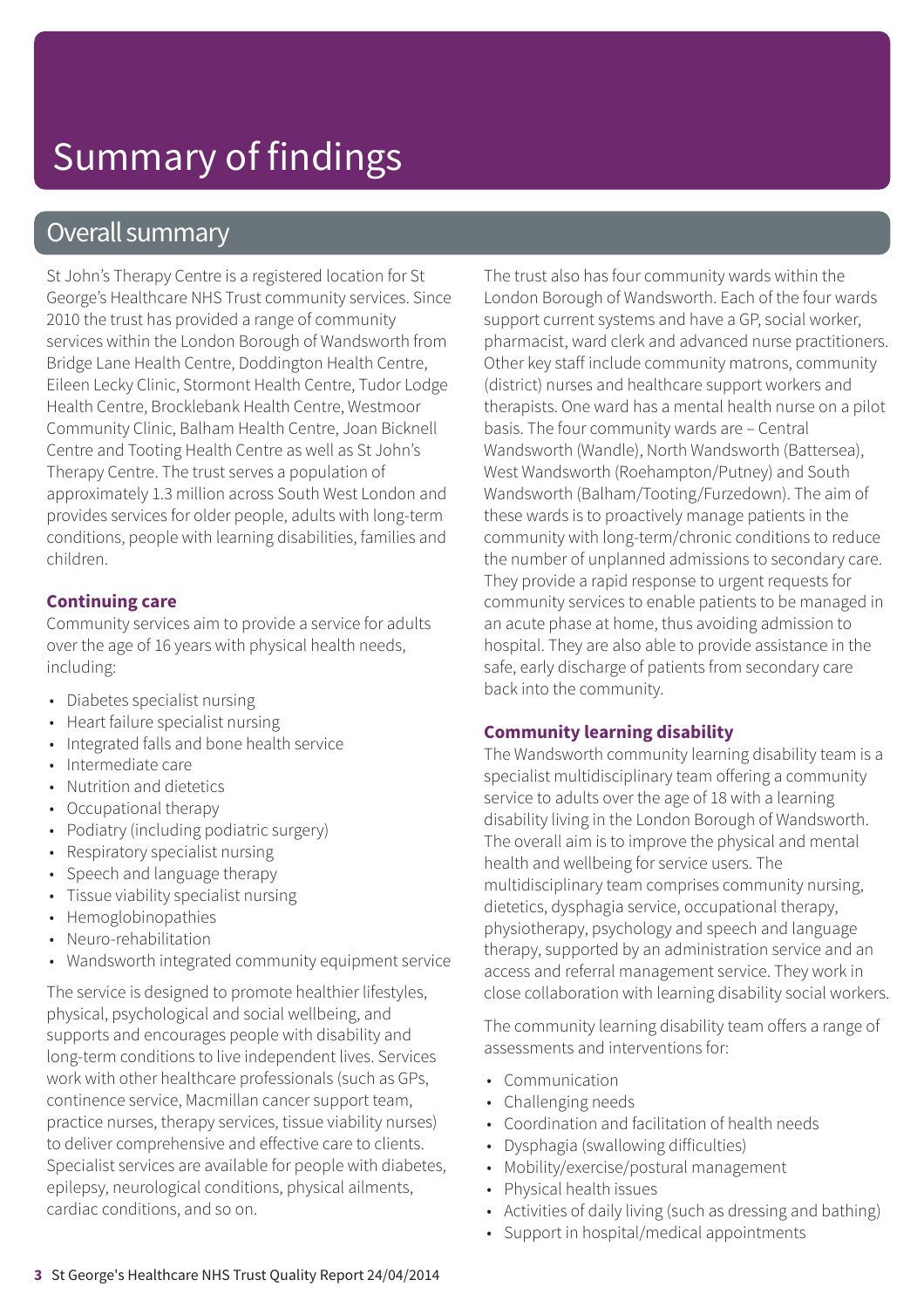# Summary of findings

## Overall summary

St John's Therapy Centre is a registered location for St George's Healthcare NHS Trust community services. Since 2010 the trust has provided a range of community services within the London Borough of Wandsworth from Bridge Lane Health Centre, Doddington Health Centre, Eileen Lecky Clinic, Stormont Health Centre, Tudor Lodge Health Centre, Brocklebank Health Centre, Westmoor Community Clinic, Balham Health Centre, Joan Bicknell Centre and Tooting Health Centre as well as St John's Therapy Centre. The trust serves a population of approximately 1.3 million across South West London and provides services for older people, adults with long-term conditions, people with learning disabilities, families and children.

### Continuing care

Community services aim to provide a service for adults over the age of 16 years with physical health needs, including:

- Diabetes specialist nursing
- Heart failure specialist nursing
- Integrated falls and bone health service
- Intermediate care
- Nutrition and dietetics
- Occupational therapy
- Podiatry (including podiatric surgery)
- Respiratory specialist nursing
- Speech and language therapy
- Tissue viability specialist nursing
- Hemoglobinopathies
- Neuro-rehabilitation
- Wandsworth integrated community equipment service

The service is designed to promote healthier lifestyles, physical, psychological and social wellbeing, and supports and encourages people with disability and long-term conditions to live independent lives. Services work with other healthcare professionals (such as GPs, continence service, Macmillan cancer support team, practice nurses, therapy services, tissue viability nurses) to deliver comprehensive and effective care to clients. Specialist services are available for people with diabetes, epilepsy, neurological conditions, physical ailments, cardiac conditions, and so on.

The trust also has four community wards within the London Borough of Wandsworth. Each of the four wards support current systems and have a GP, social worker, pharmacist, ward clerk and advanced nurse practitioners. Other key staff include community matrons, community (district) nurses and healthcare support workers and therapists. One ward has a mental health nurse on a pilot basis. The four community wards are – Central Wandsworth (Wandle), North Wandsworth (Battersea), West Wandsworth (Roehampton/Putney) and South Wandsworth (Balham/Tooting/Furzedown). The aim of these wards is to proactively manage patients in the community with long-term/chronic conditions to reduce the number of unplanned admissions to secondary care. They provide a rapid response to urgent requests for community services to enable patients to be managed in an acute phase at home, thus avoiding admission to hospital. They are also able to provide assistance in the safe, early discharge of patients from secondary care back into the community.

### Community learning disability

The Wandsworth community learning disability team is a specialist multidisciplinary team offering a community service to adults over the age of 18 with a learning disability living in the London Borough of Wandsworth. The overall aim is to improve the physical and mental health and wellbeing for service users. The multidisciplinary team comprises community nursing, dietetics, dysphagia service, occupational therapy, physiotherapy, psychology and speech and language therapy, supported by an administration service and an access and referral management service. They work in close collaboration with learning disability social workers.

The community learning disability team offers a range of assessments and interventions for:

- Communication
- Challenging needs
- Coordination and facilitation of health needs
- Dysphagia (swallowing difficulties)
- Mobility/exercise/postural management
- Physical health issues
- Activities of daily living (such as dressing and bathing)
- Support in hospital/medical appointments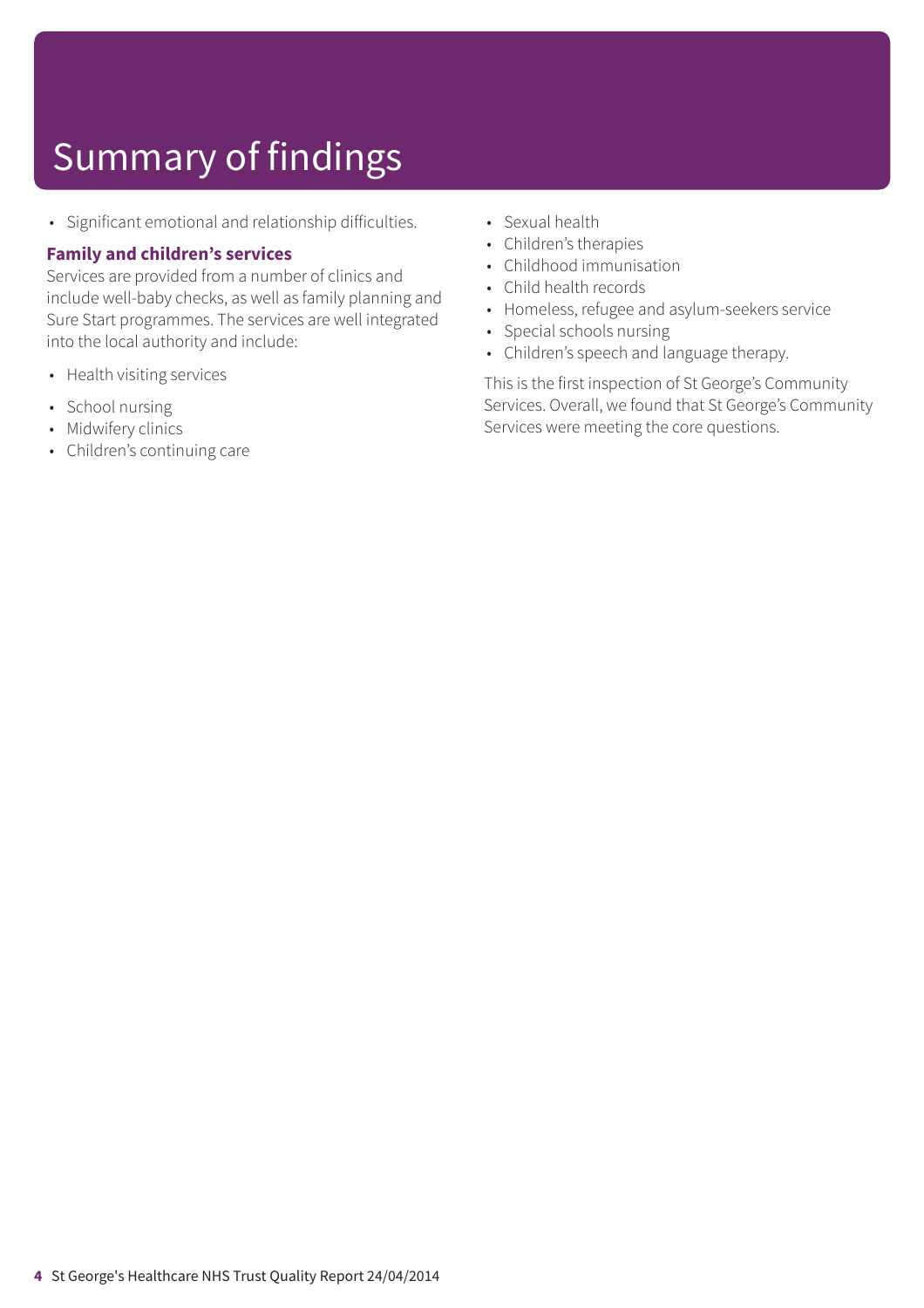# Summary of findings

- Significant emotional and relationship difficulties.

### Family and children's services

Services are provided from a number of clinics and include well-baby checks, as well as family planning and Sure Start programmes. The services are well integrated into the local authority and include:

- Health visiting services
- School nursing
- Midwifery clinics
- Children's continuing care
- Sexual health
- Children's therapies
- Childhood immunisation
- Child health records
- Homeless, refugee and asylum-seekers service
- Special schools nursing
- Children's speech and language therapy.

This is the first inspection of St George's Community Services. Overall, we found that St George's Community Services were meeting the core questions.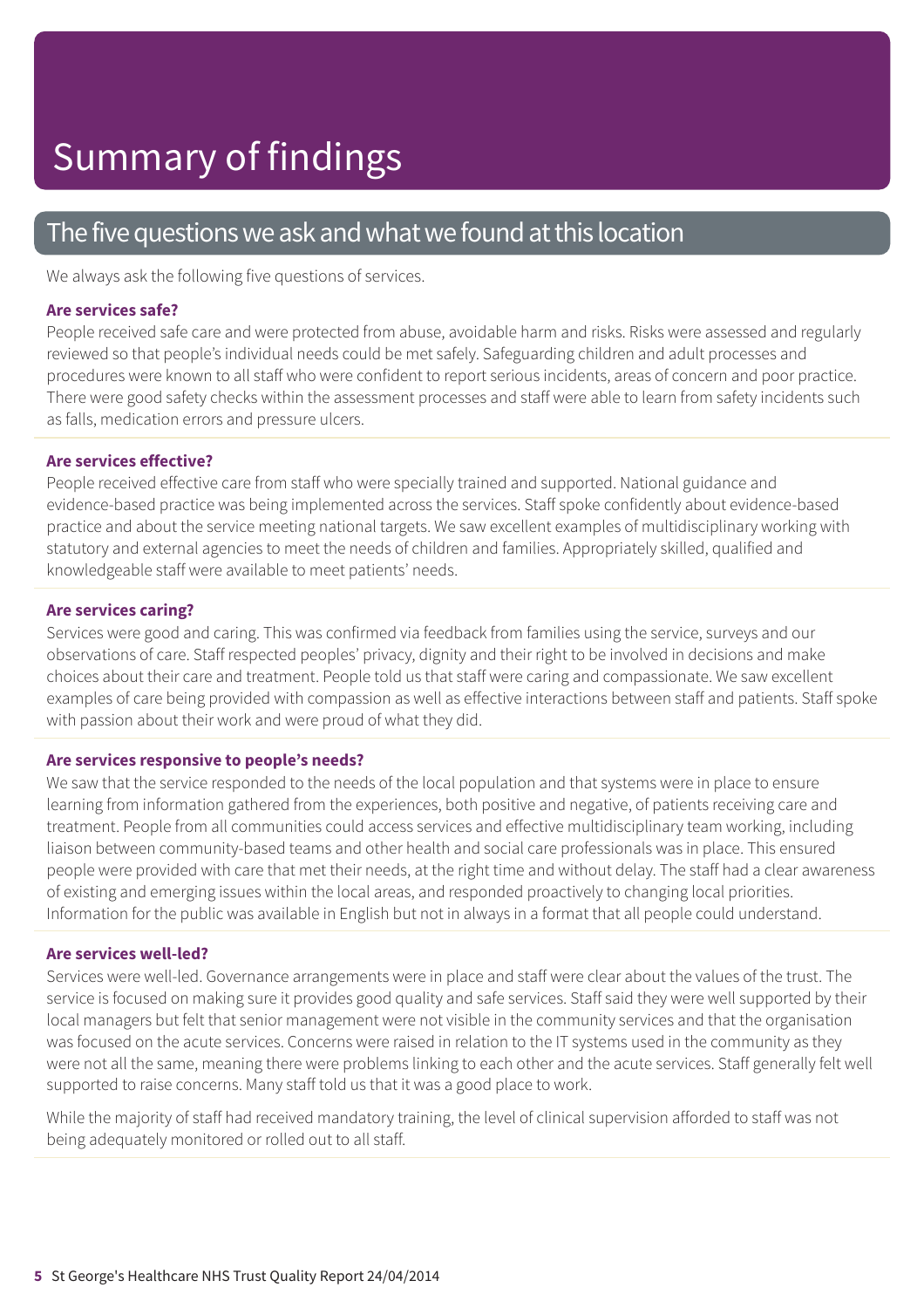# Summary of findings

## The five questions we ask and what we found at this location

We always ask the following five questions of services.

### Are services safe?

People received safe care and were protected from abuse, avoidable harm and risks. Risks were assessed and regularly reviewed so that people's individual needs could be met safely. Safeguarding children and adult processes and procedures were known to all staff who were confident to report serious incidents, areas of concern and poor practice. There were good safety checks within the assessment processes and staff were able to learn from safety incidents such as falls, medication errors and pressure ulcers.

### Are services effective?

People received effective care from staff who were specially trained and supported. National guidance and evidence-based practice was being implemented across the services. Staff spoke confidently about evidence-based practice and about the service meeting national targets. We saw excellent examples of multidisciplinary working with statutory and external agencies to meet the needs of children and families. Appropriately skilled, qualified and knowledgeable staff were available to meet patients' needs.

### Are services caring?

Services were good and caring. This was confirmed via feedback from families using the service, surveys and our observations of care. Staff respected peoples' privacy, dignity and their right to be involved in decisions and make choices about their care and treatment. People told us that staff were caring and compassionate. We saw excellent examples of care being provided with compassion as well as effective interactions between staff and patients. Staff spoke with passion about their work and were proud of what they did.

### Are services responsive to people's needs?

We saw that the service responded to the needs of the local population and that systems were in place to ensure learning from information gathered from the experiences, both positive and negative, of patients receiving care and treatment. People from all communities could access services and effective multidisciplinary team working, including liaison between community-based teams and other health and social care professionals was in place. This ensured people were provided with care that met their needs, at the right time and without delay. The staff had a clear awareness of existing and emerging issues within the local areas, and responded proactively to changing local priorities. Information for the public was available in English but not in always in a format that all people could understand.

### Are services well-led?

Services were well-led. Governance arrangements were in place and staff were clear about the values of the trust. The service is focused on making sure it provides good quality and safe services. Staff said they were well supported by their local managers but felt that senior management were not visible in the community services and that the organisation was focused on the acute services. Concerns were raised in relation to the IT systems used in the community as they were not all the same, meaning there were problems linking to each other and the acute services. Staff generally felt well supported to raise concerns. Many staff told us that it was a good place to work.

While the majority of staff had received mandatory training, the level of clinical supervision afforded to staff was not being adequately monitored or rolled out to all staff.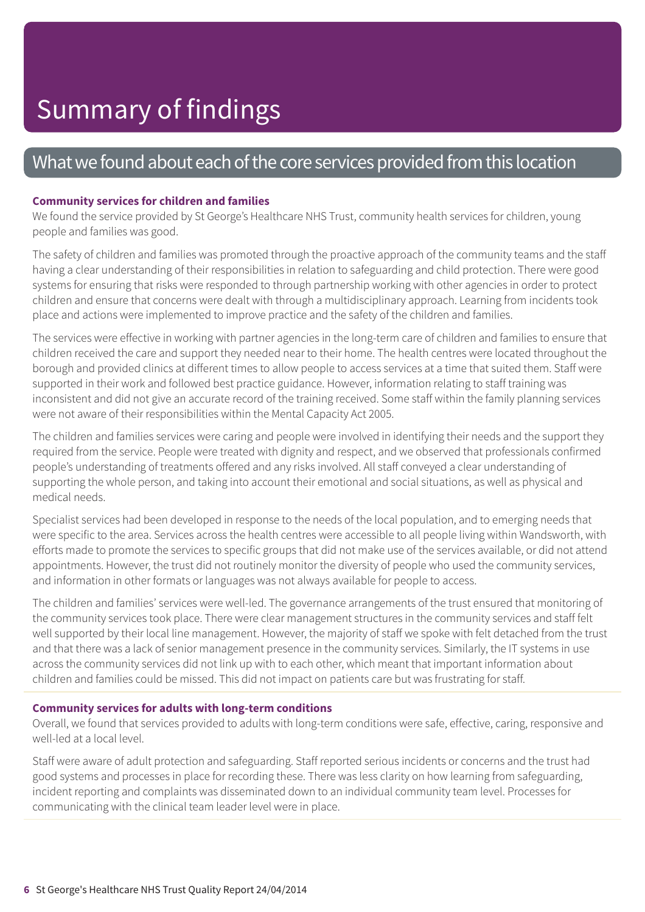# Summary of findings

## What we found about each of the core services provided from this location

### Community services for children and families

We found the service provided by St George's Healthcare NHS Trust, community health services for children, young people and families was good.

The safety of children and families was promoted through the proactive approach of the community teams and the staff having a clear understanding of their responsibilities in relation to safeguarding and child protection. There were good systems for ensuring that risks were responded to through partnership working with other agencies in order to protect children and ensure that concerns were dealt with through a multidisciplinary approach. Learning from incidents took place and actions were implemented to improve practice and the safety of the children and families.

The services were effective in working with partner agencies in the long-term care of children and families to ensure that children received the care and support they needed near to their home. The health centres were located throughout the borough and provided clinics at different times to allow people to access services at a time that suited them. Staff were supported in their work and followed best practice guidance. However, information relating to staff training was inconsistent and did not give an accurate record of the training received. Some staff within the family planning services were not aware of their responsibilities within the Mental Capacity Act 2005.

The children and families services were caring and people were involved in identifying their needs and the support they required from the service. People were treated with dignity and respect, and we observed that professionals confirmed people's understanding of treatments offered and any risks involved. All staff conveyed a clear understanding of supporting the whole person, and taking into account their emotional and social situations, as well as physical and medical needs.

Specialist services had been developed in response to the needs of the local population, and to emerging needs that were specific to the area. Services across the health centres were accessible to all people living within Wandsworth, with efforts made to promote the services to specific groups that did not make use of the services available, or did not attend appointments. However, the trust did not routinely monitor the diversity of people who used the community services, and information in other formats or languages was not always available for people to access.

The children and families' services were well-led. The governance arrangements of the trust ensured that monitoring of the community services took place. There were clear management structures in the community services and staff felt well supported by their local line management. However, the majority of staff we spoke with felt detached from the trust and that there was a lack of senior management presence in the community services. Similarly, the IT systems in use across the community services did not link up with to each other, which meant that important information about children and families could be missed. This did not impact on patients care but was frustrating for staff.

### Community services for adults with long-term conditions

Overall, we found that services provided to adults with long-term conditions were safe, effective, caring, responsive and well-led at a local level.

Staff were aware of adult protection and safeguarding. Staff reported serious incidents or concerns and the trust had good systems and processes in place for recording these. There was less clarity on how learning from safeguarding, incident reporting and complaints was disseminated down to an individual community team level. Processes for communicating with the clinical team leader level were in place.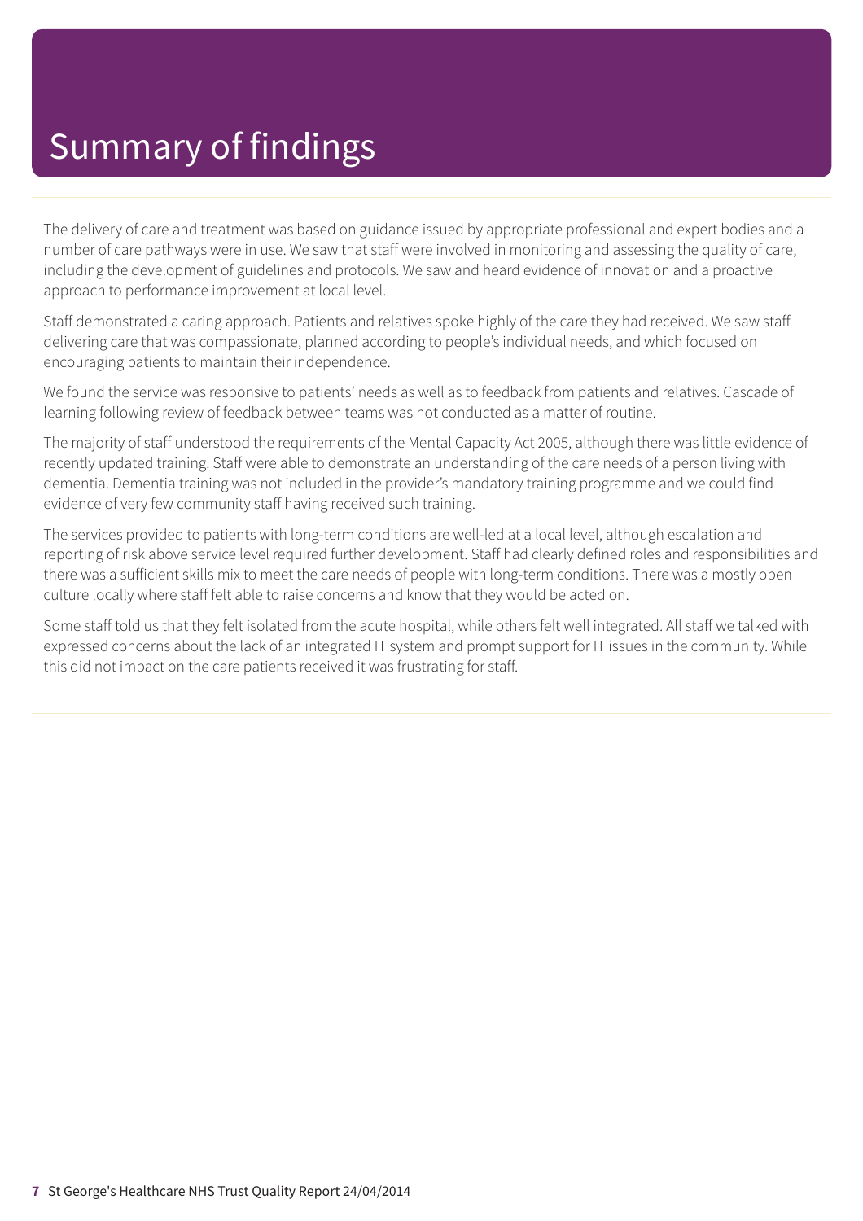# Summary of findings

The delivery of care and treatment was based on guidance issued by appropriate professional and expert bodies and a number of care pathways were in use. We saw that staff were involved in monitoring and assessing the quality of care, including the development of guidelines and protocols. We saw and heard evidence of innovation and a proactive approach to performance improvement at local level.

Staff demonstrated a caring approach. Patients and relatives spoke highly of the care they had received. We saw staff delivering care that was compassionate, planned according to people's individual needs, and which focused on encouraging patients to maintain their independence.

We found the service was responsive to patients' needs as well as to feedback from patients and relatives. Cascade of learning following review of feedback between teams was not conducted as a matter of routine.

The majority of staff understood the requirements of the Mental Capacity Act 2005, although there was little evidence of recently updated training. Staff were able to demonstrate an understanding of the care needs of a person living with dementia. Dementia training was not included in the provider's mandatory training programme and we could find evidence of very few community staff having received such training.

The services provided to patients with long-term conditions are well-led at a local level, although escalation and reporting of risk above service level required further development. Staff had clearly defined roles and responsibilities and there was a sufficient skills mix to meet the care needs of people with long-term conditions. There was a mostly open culture locally where staff felt able to raise concerns and know that they would be acted on.

Some staff told us that they felt isolated from the acute hospital, while others felt well integrated. All staff we talked with expressed concerns about the lack of an integrated IT system and prompt support for IT issues in the community. While this did not impact on the care patients received it was frustrating for staff.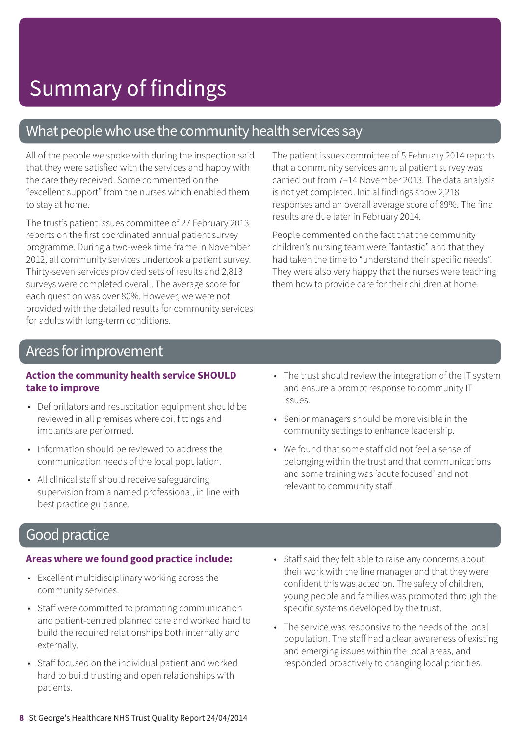# Summary of findings

## What people who use the community health services say

All of the people we spoke with during the inspection said that they were satisfied with the services and happy with the care they received. Some commented on the "excellent support" from the nurses which enabled them to stay at home.

The trust's patient issues committee of 27 February 2013 reports on the first coordinated annual patient survey programme. During a two-week time frame in November 2012, all community services undertook a patient survey. Thirty-seven services provided sets of results and 2,813 surveys were completed overall. The average score for each question was over 80%. However, we were not provided with the detailed results for community services for adults with long-term conditions.

The patient issues committee of 5 February 2014 reports that a community services annual patient survey was carried out from 7–14 November 2013. The data analysis is not yet completed. Initial findings show 2,218 responses and an overall average score of 89%. The final results are due later in February 2014.

People commented on the fact that the community children's nursing team were "fantastic" and that they had taken the time to "understand their specific needs". They were also very happy that the nurses were teaching them how to provide care for their children at home.

## Areas for improvement

**Action the community health service SHOULD take to improve**

- Defibrillators and resuscitation equipment should be reviewed in all premises where coil fittings and implants are performed.
- Information should be reviewed to address the communication needs of the local population.
- All clinical staff should receive safeguarding supervision from a named professional, in line with best practice guidance.
- The trust should review the integration of the IT system and ensure a prompt response to community IT issues.
- Senior managers should be more visible in the community settings to enhance leadership.
- We found that some staff did not feel a sense of belonging within the trust and that communications and some training was 'acute focused' and not relevant to community staff.

## Good practice

**Areas where we found good practice include:**

- Excellent multidisciplinary working across the community services.
- Staff were committed to promoting communication and patient-centred planned care and worked hard to build the required relationships both internally and externally.
- Staff focused on the individual patient and worked hard to build trusting and open relationships with patients.
- Staff said they felt able to raise any concerns about their work with the line manager and that they were confident this was acted on. The safety of children, young people and families was promoted through the specific systems developed by the trust.
- The service was responsive to the needs of the local population. The staff had a clear awareness of existing and emerging issues within the local areas, and responded proactively to changing local priorities.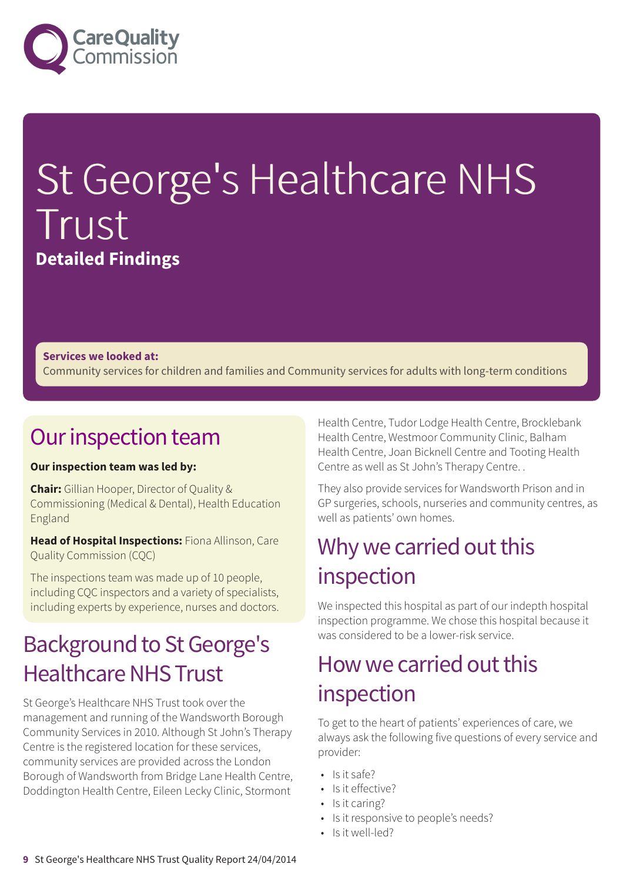# St George's Healthcare NHS Trust

**Detailed Findings**

**Services we looked at:**
Community services for children and families and Community services for adults with long-term conditions

## Our inspection team

**Our inspection team was led by:**

**Chair:** Gillian Hooper, Director of Quality & Commissioning (Medical & Dental), Health Education England

**Head of Hospital Inspections:** Fiona Allinson, Care Quality Commission (CQC)

The inspections team was made up of 10 people, including CQC inspectors and a variety of specialists, including experts by experience, nurses and doctors.

## Background to St George's Healthcare NHS Trust

St George's Healthcare NHS Trust took over the management and running of the Wandsworth Borough Community Services in 2010. Although St John's Therapy Centre is the registered location for these services, community services are provided across the London Borough of Wandsworth from Bridge Lane Health Centre, Doddington Health Centre, Eileen Lecky Clinic, Stormont Health Centre, Tudor Lodge Health Centre, Brocklebank Health Centre, Westmoor Community Clinic, Balham Health Centre, Joan Bicknell Centre and Tooting Health Centre as well as St John's Therapy Centre. .

They also provide services for Wandsworth Prison and in GP surgeries, schools, nurseries and community centres, as well as patients' own homes.

## Why we carried out this inspection

We inspected this hospital as part of our indepth hospital inspection programme. We chose this hospital because it was considered to be a lower-risk service.

## How we carried out this inspection

To get to the heart of patients' experiences of care, we always ask the following five questions of every service and provider:

- Is it safe?
- Is it effective?
- Is it caring?
- Is it responsive to people's needs?
- Is it well-led?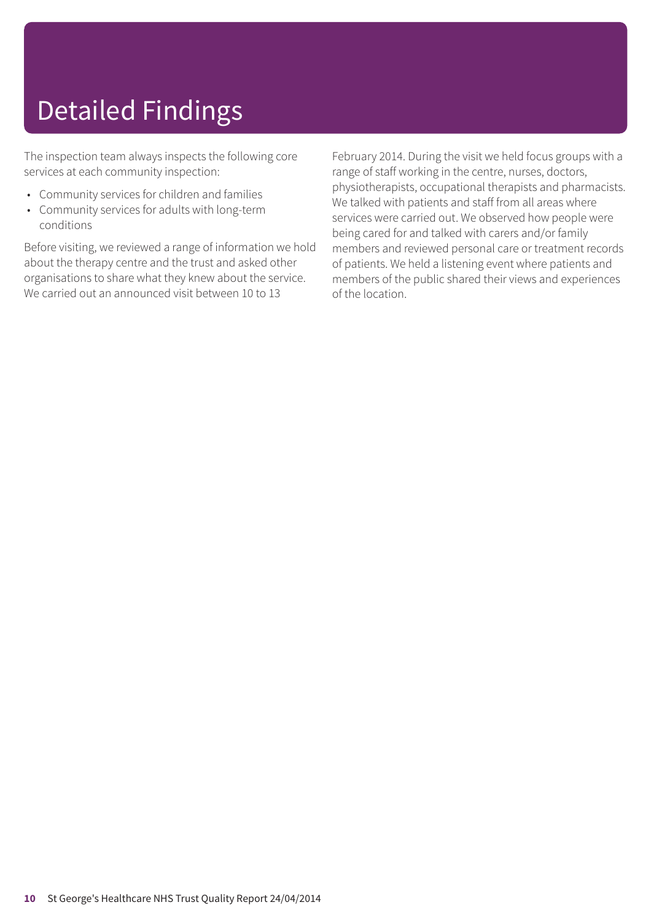# Detailed Findings

The inspection team always inspects the following core services at each community inspection:

- Community services for children and families
- Community services for adults with long-term conditions

Before visiting, we reviewed a range of information we hold about the therapy centre and the trust and asked other organisations to share what they knew about the service. We carried out an announced visit between 10 to 13 February 2014. During the visit we held focus groups with a range of staff working in the centre, nurses, doctors, physiotherapists, occupational therapists and pharmacists. We talked with patients and staff from all areas where services were carried out. We observed how people were being cared for and talked with carers and/or family members and reviewed personal care or treatment records of patients. We held a listening event where patients and members of the public shared their views and experiences of the location.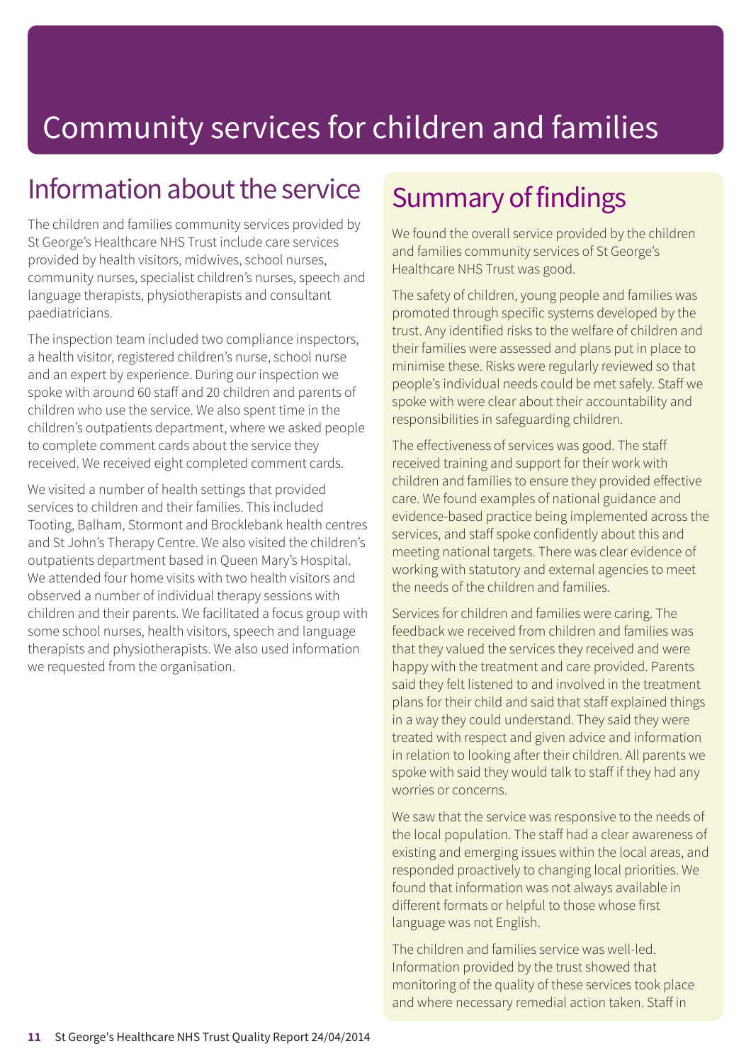# Community services for children and families

## Information about the service

The children and families community services provided by St George's Healthcare NHS Trust include care services provided by health visitors, midwives, school nurses, community nurses, specialist children's nurses, speech and language therapists, physiotherapists and consultant paediatricians.

The inspection team included two compliance inspectors, a health visitor, registered children's nurse, school nurse and an expert by experience. During our inspection we spoke with around 60 staff and 20 children and parents of children who use the service. We also spent time in the children's outpatients department, where we asked people to complete comment cards about the service they received. We received eight completed comment cards.

We visited a number of health settings that provided services to children and their families. This included Tooting, Balham, Stormont and Brocklebank health centres and St John's Therapy Centre. We also visited the children's outpatients department based in Queen Mary's Hospital. We attended four home visits with two health visitors and observed a number of individual therapy sessions with children and their parents. We facilitated a focus group with some school nurses, health visitors, speech and language therapists and physiotherapists. We also used information we requested from the organisation.

## Summary of findings

We found the overall service provided by the children and families community services of St George's Healthcare NHS Trust was good.

The safety of children, young people and families was promoted through specific systems developed by the trust. Any identified risks to the welfare of children and their families were assessed and plans put in place to minimise these. Risks were regularly reviewed so that people's individual needs could be met safely. Staff we spoke with were clear about their accountability and responsibilities in safeguarding children.

The effectiveness of services was good. The staff received training and support for their work with children and families to ensure they provided effective care. We found examples of national guidance and evidence-based practice being implemented across the services, and staff spoke confidently about this and meeting national targets. There was clear evidence of working with statutory and external agencies to meet the needs of the children and families.

Services for children and families were caring. The feedback we received from children and families was that they valued the services they received and were happy with the treatment and care provided. Parents said they felt listened to and involved in the treatment plans for their child and said that staff explained things in a way they could understand. They said they were treated with respect and given advice and information in relation to looking after their children. All parents we spoke with said they would talk to staff if they had any worries or concerns.

We saw that the service was responsive to the needs of the local population. The staff had a clear awareness of existing and emerging issues within the local areas, and responded proactively to changing local priorities. We found that information was not always available in different formats or helpful to those whose first language was not English.

The children and families service was well-led. Information provided by the trust showed that monitoring of the quality of these services took place and where necessary remedial action taken. Staff in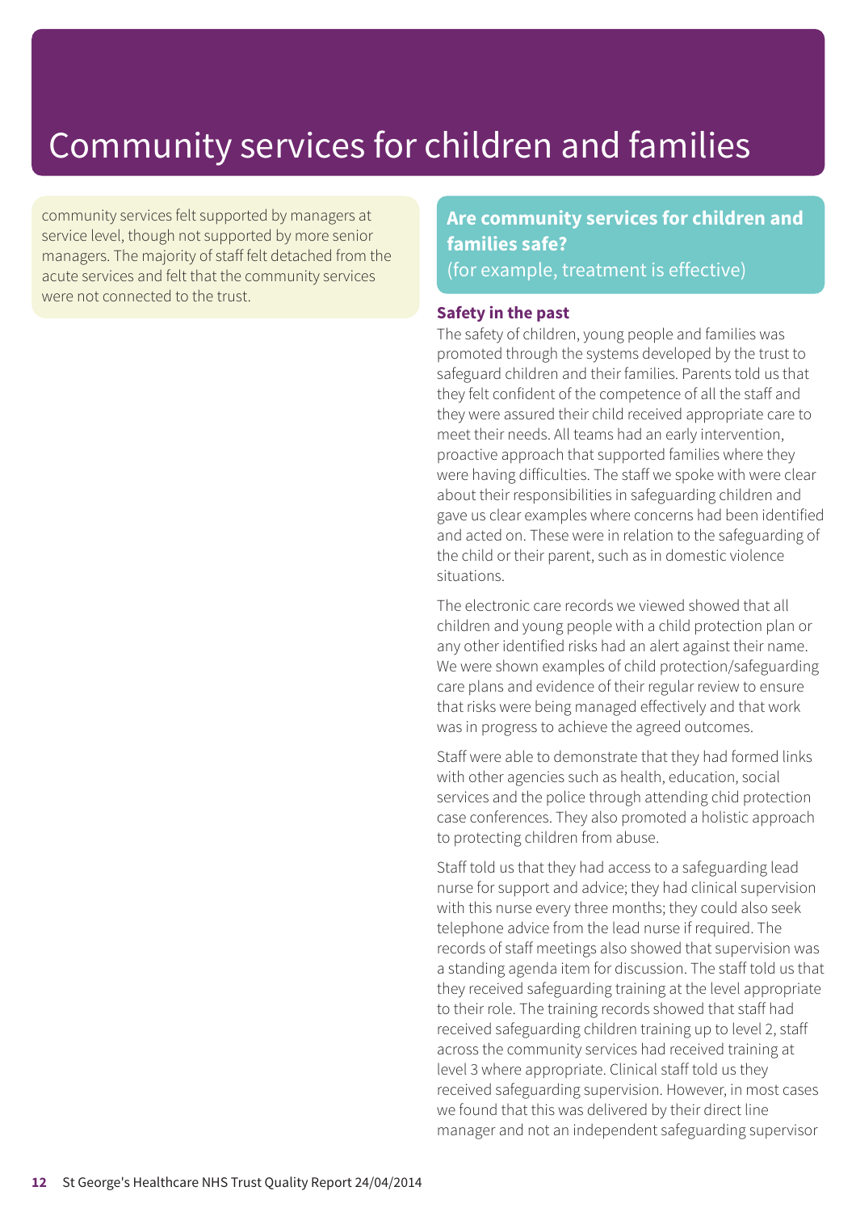# Community services for children and families

community services felt supported by managers at service level, though not supported by more senior managers. The majority of staff felt detached from the acute services and felt that the community services were not connected to the trust.

## Are community services for children and families safe?

(for example, treatment is effective)

### Safety in the past

The safety of children, young people and families was promoted through the systems developed by the trust to safeguard children and their families. Parents told us that they felt confident of the competence of all the staff and they were assured their child received appropriate care to meet their needs. All teams had an early intervention, proactive approach that supported families where they were having difficulties. The staff we spoke with were clear about their responsibilities in safeguarding children and gave us clear examples where concerns had been identified and acted on. These were in relation to the safeguarding of the child or their parent, such as in domestic violence situations.

The electronic care records we viewed showed that all children and young people with a child protection plan or any other identified risks had an alert against their name. We were shown examples of child protection/safeguarding care plans and evidence of their regular review to ensure that risks were being managed effectively and that work was in progress to achieve the agreed outcomes.

Staff were able to demonstrate that they had formed links with other agencies such as health, education, social services and the police through attending chid protection case conferences. They also promoted a holistic approach to protecting children from abuse.

Staff told us that they had access to a safeguarding lead nurse for support and advice; they had clinical supervision with this nurse every three months; they could also seek telephone advice from the lead nurse if required. The records of staff meetings also showed that supervision was a standing agenda item for discussion. The staff told us that they received safeguarding training at the level appropriate to their role. The training records showed that staff had received safeguarding children training up to level 2, staff across the community services had received training at level 3 where appropriate. Clinical staff told us they received safeguarding supervision. However, in most cases we found that this was delivered by their direct line manager and not an independent safeguarding supervisor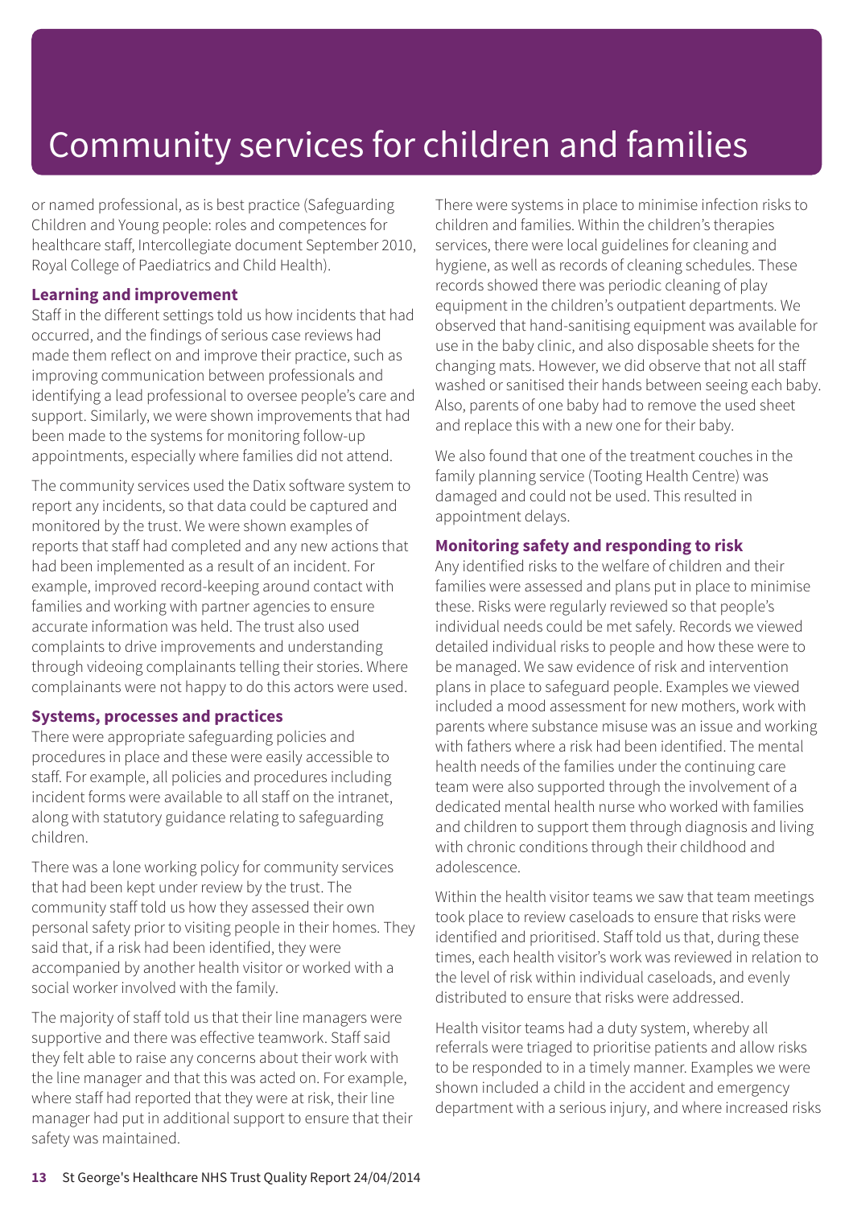# Community services for children and families

or named professional, as is best practice (Safeguarding Children and Young people: roles and competences for healthcare staff, Intercollegiate document September 2010, Royal College of Paediatrics and Child Health).

### Learning and improvement

Staff in the different settings told us how incidents that had occurred, and the findings of serious case reviews had made them reflect on and improve their practice, such as improving communication between professionals and identifying a lead professional to oversee people's care and support. Similarly, we were shown improvements that had been made to the systems for monitoring follow-up appointments, especially where families did not attend.

The community services used the Datix software system to report any incidents, so that data could be captured and monitored by the trust. We were shown examples of reports that staff had completed and any new actions that had been implemented as a result of an incident. For example, improved record-keeping around contact with families and working with partner agencies to ensure accurate information was held. The trust also used complaints to drive improvements and understanding through videoing complainants telling their stories. Where complainants were not happy to do this actors were used.

### Systems, processes and practices

There were appropriate safeguarding policies and procedures in place and these were easily accessible to staff. For example, all policies and procedures including incident forms were available to all staff on the intranet, along with statutory guidance relating to safeguarding children.

There was a lone working policy for community services that had been kept under review by the trust. The community staff told us how they assessed their own personal safety prior to visiting people in their homes. They said that, if a risk had been identified, they were accompanied by another health visitor or worked with a social worker involved with the family.

The majority of staff told us that their line managers were supportive and there was effective teamwork. Staff said they felt able to raise any concerns about their work with the line manager and that this was acted on. For example, where staff had reported that they were at risk, their line manager had put in additional support to ensure that their safety was maintained.

There were systems in place to minimise infection risks to children and families. Within the children's therapies services, there were local guidelines for cleaning and hygiene, as well as records of cleaning schedules. These records showed there was periodic cleaning of play equipment in the children's outpatient departments. We observed that hand-sanitising equipment was available for use in the baby clinic, and also disposable sheets for the changing mats. However, we did observe that not all staff washed or sanitised their hands between seeing each baby. Also, parents of one baby had to remove the used sheet and replace this with a new one for their baby.

We also found that one of the treatment couches in the family planning service (Tooting Health Centre) was damaged and could not be used. This resulted in appointment delays.

### Monitoring safety and responding to risk

Any identified risks to the welfare of children and their families were assessed and plans put in place to minimise these. Risks were regularly reviewed so that people's individual needs could be met safely. Records we viewed detailed individual risks to people and how these were to be managed. We saw evidence of risk and intervention plans in place to safeguard people. Examples we viewed included a mood assessment for new mothers, work with parents where substance misuse was an issue and working with fathers where a risk had been identified. The mental health needs of the families under the continuing care team were also supported through the involvement of a dedicated mental health nurse who worked with families and children to support them through diagnosis and living with chronic conditions through their childhood and adolescence.

Within the health visitor teams we saw that team meetings took place to review caseloads to ensure that risks were identified and prioritised. Staff told us that, during these times, each health visitor's work was reviewed in relation to the level of risk within individual caseloads, and evenly distributed to ensure that risks were addressed.

Health visitor teams had a duty system, whereby all referrals were triaged to prioritise patients and allow risks to be responded to in a timely manner. Examples we were shown included a child in the accident and emergency department with a serious injury, and where increased risks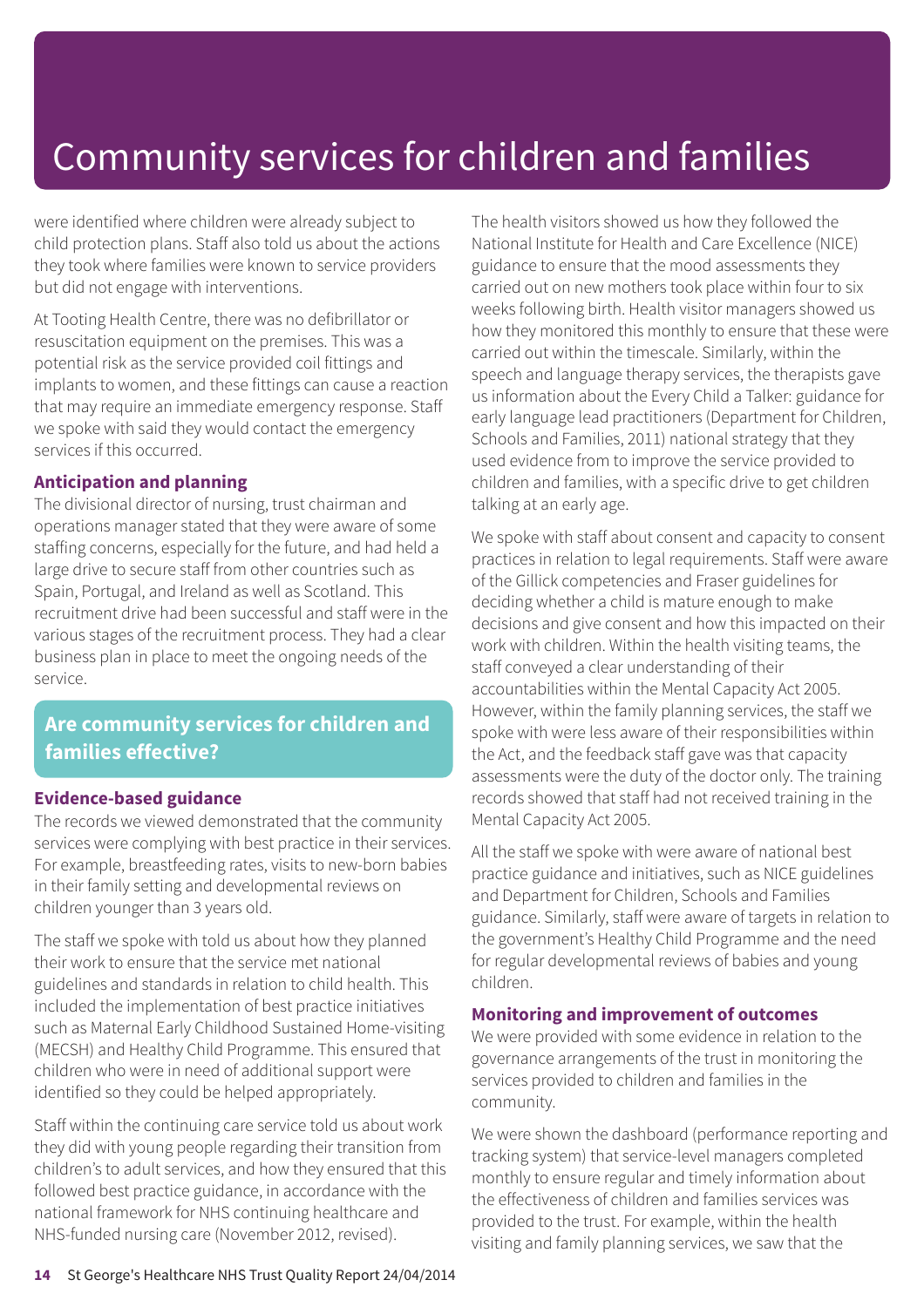# Community services for children and families

were identified where children were already subject to child protection plans. Staff also told us about the actions they took where families were known to service providers but did not engage with interventions.

At Tooting Health Centre, there was no defibrillator or resuscitation equipment on the premises. This was a potential risk as the service provided coil fittings and implants to women, and these fittings can cause a reaction that may require an immediate emergency response. Staff we spoke with said they would contact the emergency services if this occurred.

### Anticipation and planning

The divisional director of nursing, trust chairman and operations manager stated that they were aware of some staffing concerns, especially for the future, and had held a large drive to secure staff from other countries such as Spain, Portugal, and Ireland as well as Scotland. This recruitment drive had been successful and staff were in the various stages of the recruitment process. They had a clear business plan in place to meet the ongoing needs of the service.

## Are community services for children and families effective?

### Evidence-based guidance

The records we viewed demonstrated that the community services were complying with best practice in their services. For example, breastfeeding rates, visits to new-born babies in their family setting and developmental reviews on children younger than 3 years old.

The staff we spoke with told us about how they planned their work to ensure that the service met national guidelines and standards in relation to child health. This included the implementation of best practice initiatives such as Maternal Early Childhood Sustained Home-visiting (MECSH) and Healthy Child Programme. This ensured that children who were in need of additional support were identified so they could be helped appropriately.

Staff within the continuing care service told us about work they did with young people regarding their transition from children's to adult services, and how they ensured that this followed best practice guidance, in accordance with the national framework for NHS continuing healthcare and NHS-funded nursing care (November 2012, revised).

The health visitors showed us how they followed the National Institute for Health and Care Excellence (NICE) guidance to ensure that the mood assessments they carried out on new mothers took place within four to six weeks following birth. Health visitor managers showed us how they monitored this monthly to ensure that these were carried out within the timescale. Similarly, within the speech and language therapy services, the therapists gave us information about the Every Child a Talker: guidance for early language lead practitioners (Department for Children, Schools and Families, 2011) national strategy that they used evidence from to improve the service provided to children and families, with a specific drive to get children talking at an early age.

We spoke with staff about consent and capacity to consent practices in relation to legal requirements. Staff were aware of the Gillick competencies and Fraser guidelines for deciding whether a child is mature enough to make decisions and give consent and how this impacted on their work with children. Within the health visiting teams, the staff conveyed a clear understanding of their accountabilities within the Mental Capacity Act 2005. However, within the family planning services, the staff we spoke with were less aware of their responsibilities within the Act, and the feedback staff gave was that capacity assessments were the duty of the doctor only. The training records showed that staff had not received training in the Mental Capacity Act 2005.

All the staff we spoke with were aware of national best practice guidance and initiatives, such as NICE guidelines and Department for Children, Schools and Families guidance. Similarly, staff were aware of targets in relation to the government's Healthy Child Programme and the need for regular developmental reviews of babies and young children.

### Monitoring and improvement of outcomes

We were provided with some evidence in relation to the governance arrangements of the trust in monitoring the services provided to children and families in the community.

We were shown the dashboard (performance reporting and tracking system) that service-level managers completed monthly to ensure regular and timely information about the effectiveness of children and families services was provided to the trust. For example, within the health visiting and family planning services, we saw that the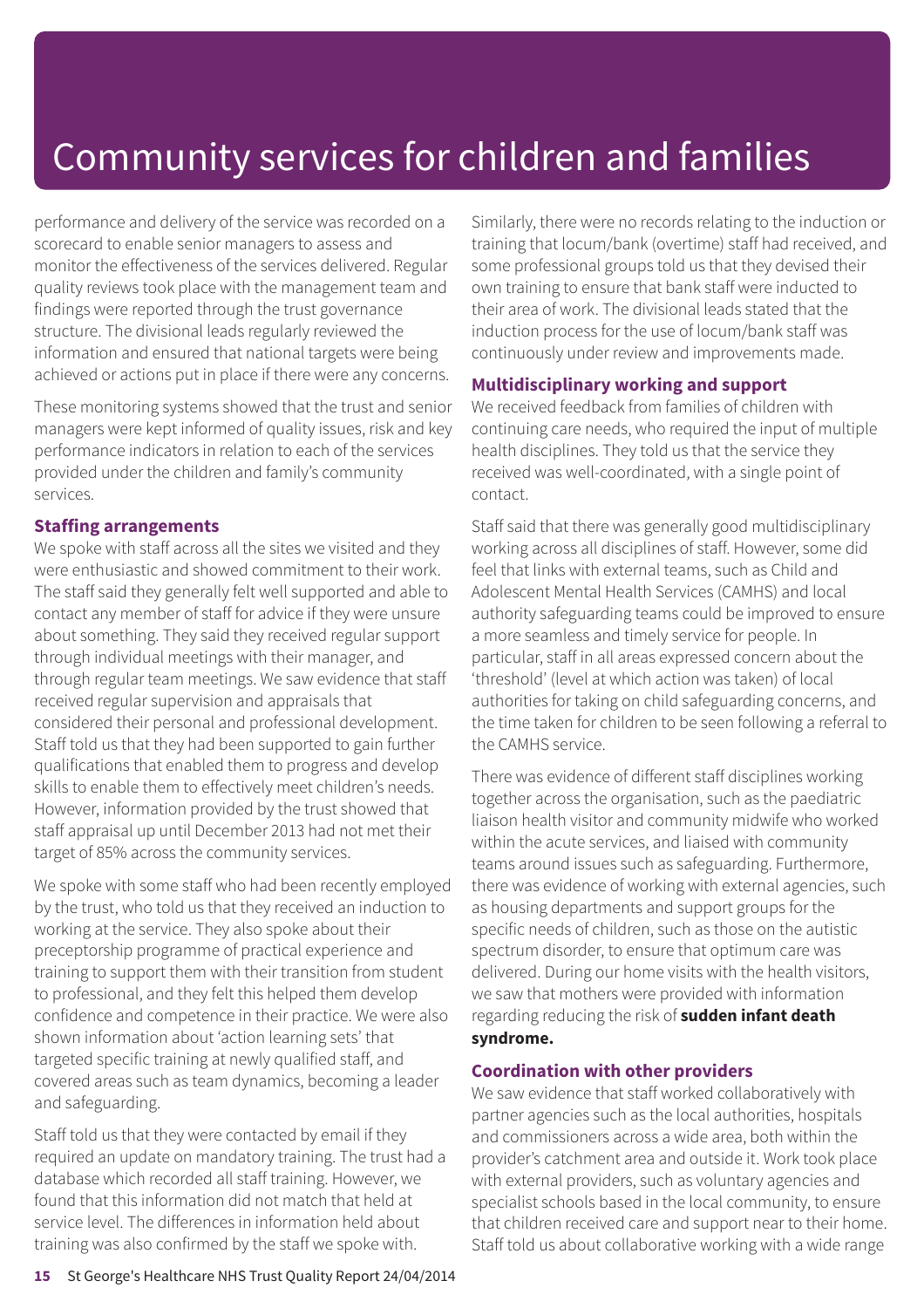# Community services for children and families

performance and delivery of the service was recorded on a scorecard to enable senior managers to assess and monitor the effectiveness of the services delivered. Regular quality reviews took place with the management team and findings were reported through the trust governance structure. The divisional leads regularly reviewed the information and ensured that national targets were being achieved or actions put in place if there were any concerns.

These monitoring systems showed that the trust and senior managers were kept informed of quality issues, risk and key performance indicators in relation to each of the services provided under the children and family's community services.

### Staffing arrangements

We spoke with staff across all the sites we visited and they were enthusiastic and showed commitment to their work. The staff said they generally felt well supported and able to contact any member of staff for advice if they were unsure about something. They said they received regular support through individual meetings with their manager, and through regular team meetings. We saw evidence that staff received regular supervision and appraisals that considered their personal and professional development. Staff told us that they had been supported to gain further qualifications that enabled them to progress and develop skills to enable them to effectively meet children's needs. However, information provided by the trust showed that staff appraisal up until December 2013 had not met their target of 85% across the community services.

We spoke with some staff who had been recently employed by the trust, who told us that they received an induction to working at the service. They also spoke about their preceptorship programme of practical experience and training to support them with their transition from student to professional, and they felt this helped them develop confidence and competence in their practice. We were also shown information about 'action learning sets' that targeted specific training at newly qualified staff, and covered areas such as team dynamics, becoming a leader and safeguarding.

Staff told us that they were contacted by email if they required an update on mandatory training. The trust had a database which recorded all staff training. However, we found that this information did not match that held at service level. The differences in information held about training was also confirmed by the staff we spoke with.

Similarly, there were no records relating to the induction or training that locum/bank (overtime) staff had received, and some professional groups told us that they devised their own training to ensure that bank staff were inducted to their area of work. The divisional leads stated that the induction process for the use of locum/bank staff was continuously under review and improvements made.

### Multidisciplinary working and support

We received feedback from families of children with continuing care needs, who required the input of multiple health disciplines. They told us that the service they received was well-coordinated, with a single point of contact.

Staff said that there was generally good multidisciplinary working across all disciplines of staff. However, some did feel that links with external teams, such as Child and Adolescent Mental Health Services (CAMHS) and local authority safeguarding teams could be improved to ensure a more seamless and timely service for people. In particular, staff in all areas expressed concern about the 'threshold' (level at which action was taken) of local authorities for taking on child safeguarding concerns, and the time taken for children to be seen following a referral to the CAMHS service.

There was evidence of different staff disciplines working together across the organisation, such as the paediatric liaison health visitor and community midwife who worked within the acute services, and liaised with community teams around issues such as safeguarding. Furthermore, there was evidence of working with external agencies, such as housing departments and support groups for the specific needs of children, such as those on the autistic spectrum disorder, to ensure that optimum care was delivered. During our home visits with the health visitors, we saw that mothers were provided with information regarding reducing the risk of **sudden infant death syndrome.**

### Coordination with other providers

We saw evidence that staff worked collaboratively with partner agencies such as the local authorities, hospitals and commissioners across a wide area, both within the provider's catchment area and outside it. Work took place with external providers, such as voluntary agencies and specialist schools based in the local community, to ensure that children received care and support near to their home. Staff told us about collaborative working with a wide range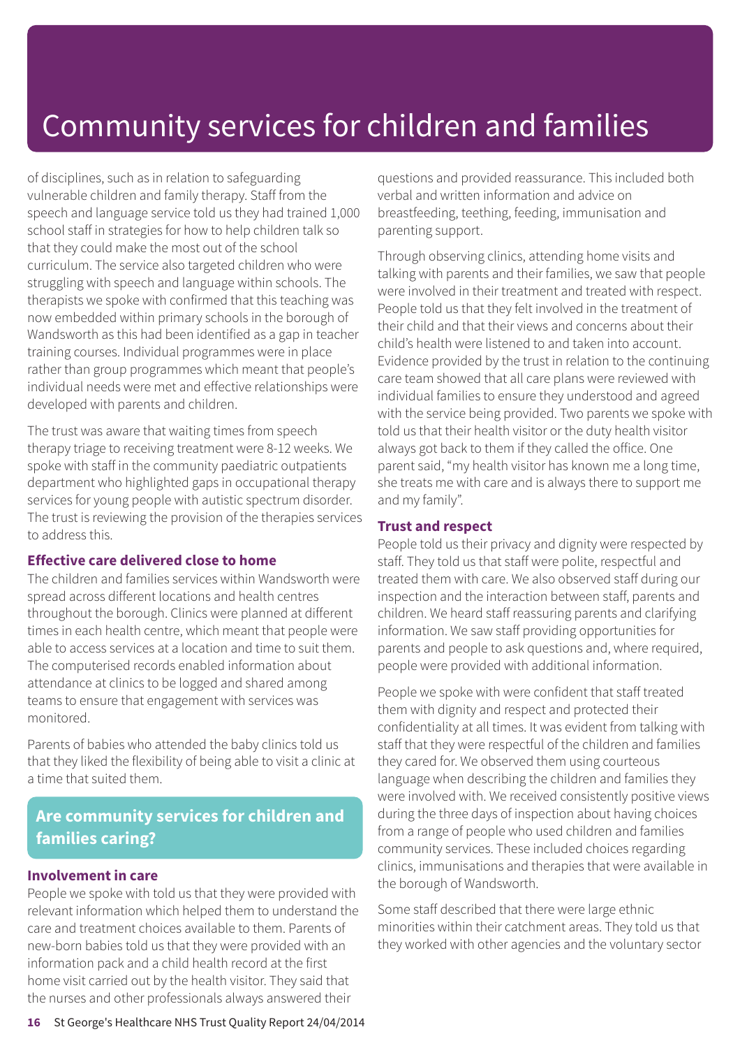# Community services for children and families

of disciplines, such as in relation to safeguarding vulnerable children and family therapy. Staff from the speech and language service told us they had trained 1,000 school staff in strategies for how to help children talk so that they could make the most out of the school curriculum. The service also targeted children who were struggling with speech and language within schools. The therapists we spoke with confirmed that this teaching was now embedded within primary schools in the borough of Wandsworth as this had been identified as a gap in teacher training courses. Individual programmes were in place rather than group programmes which meant that people's individual needs were met and effective relationships were developed with parents and children.

The trust was aware that waiting times from speech therapy triage to receiving treatment were 8-12 weeks. We spoke with staff in the community paediatric outpatients department who highlighted gaps in occupational therapy services for young people with autistic spectrum disorder. The trust is reviewing the provision of the therapies services to address this.

### Effective care delivered close to home

The children and families services within Wandsworth were spread across different locations and health centres throughout the borough. Clinics were planned at different times in each health centre, which meant that people were able to access services at a location and time to suit them. The computerised records enabled information about attendance at clinics to be logged and shared among teams to ensure that engagement with services was monitored.

Parents of babies who attended the baby clinics told us that they liked the flexibility of being able to visit a clinic at a time that suited them.

## Are community services for children and families caring?

### Involvement in care

People we spoke with told us that they were provided with relevant information which helped them to understand the care and treatment choices available to them. Parents of new-born babies told us that they were provided with an information pack and a child health record at the first home visit carried out by the health visitor. They said that the nurses and other professionals always answered their questions and provided reassurance. This included both verbal and written information and advice on breastfeeding, teething, feeding, immunisation and parenting support.

Through observing clinics, attending home visits and talking with parents and their families, we saw that people were involved in their treatment and treated with respect. People told us that they felt involved in the treatment of their child and that their views and concerns about their child's health were listened to and taken into account. Evidence provided by the trust in relation to the continuing care team showed that all care plans were reviewed with individual families to ensure they understood and agreed with the service being provided. Two parents we spoke with told us that their health visitor or the duty health visitor always got back to them if they called the office. One parent said, "my health visitor has known me a long time, she treats me with care and is always there to support me and my family".

### Trust and respect

People told us their privacy and dignity were respected by staff. They told us that staff were polite, respectful and treated them with care. We also observed staff during our inspection and the interaction between staff, parents and children. We heard staff reassuring parents and clarifying information. We saw staff providing opportunities for parents and people to ask questions and, where required, people were provided with additional information.

People we spoke with were confident that staff treated them with dignity and respect and protected their confidentiality at all times. It was evident from talking with staff that they were respectful of the children and families they cared for. We observed them using courteous language when describing the children and families they were involved with. We received consistently positive views during the three days of inspection about having choices from a range of people who used children and families community services. These included choices regarding clinics, immunisations and therapies that were available in the borough of Wandsworth.

Some staff described that there were large ethnic minorities within their catchment areas. They told us that they worked with other agencies and the voluntary sector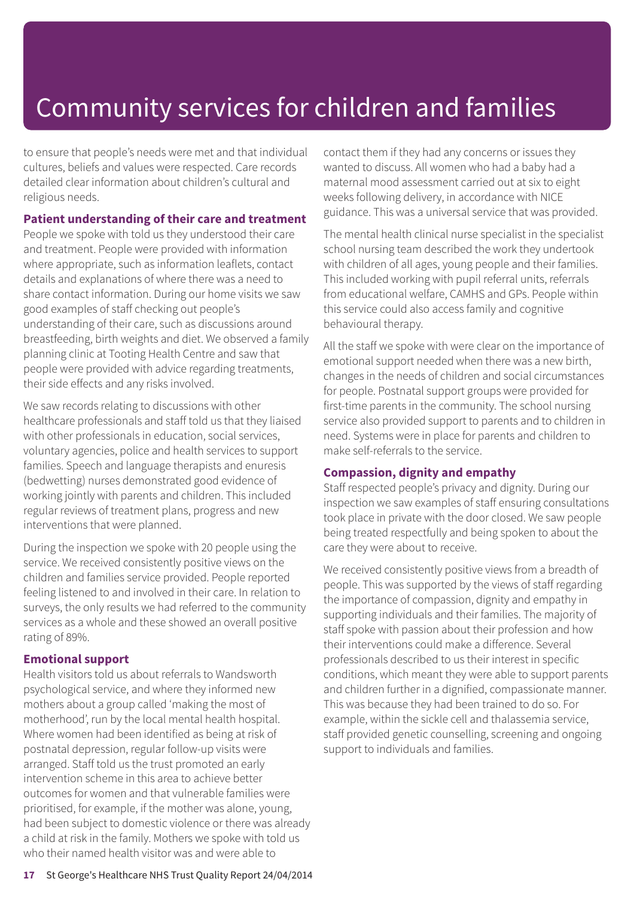# Community services for children and families

to ensure that people's needs were met and that individual cultures, beliefs and values were respected. Care records detailed clear information about children's cultural and religious needs.

**Patient understanding of their care and treatment**

People we spoke with told us they understood their care and treatment. People were provided with information where appropriate, such as information leaflets, contact details and explanations of where there was a need to share contact information. During our home visits we saw good examples of staff checking out people's understanding of their care, such as discussions around breastfeeding, birth weights and diet. We observed a family planning clinic at Tooting Health Centre and saw that people were provided with advice regarding treatments, their side effects and any risks involved.

We saw records relating to discussions with other healthcare professionals and staff told us that they liaised with other professionals in education, social services, voluntary agencies, police and health services to support families. Speech and language therapists and enuresis (bedwetting) nurses demonstrated good evidence of working jointly with parents and children. This included regular reviews of treatment plans, progress and new interventions that were planned.

During the inspection we spoke with 20 people using the service. We received consistently positive views on the children and families service provided. People reported feeling listened to and involved in their care. In relation to surveys, the only results we had referred to the community services as a whole and these showed an overall positive rating of 89%.

**Emotional support**

Health visitors told us about referrals to Wandsworth psychological service, and where they informed new mothers about a group called 'making the most of motherhood', run by the local mental health hospital. Where women had been identified as being at risk of postnatal depression, regular follow-up visits were arranged. Staff told us the trust promoted an early intervention scheme in this area to achieve better outcomes for women and that vulnerable families were prioritised, for example, if the mother was alone, young, had been subject to domestic violence or there was already a child at risk in the family. Mothers we spoke with told us who their named health visitor was and were able to contact them if they had any concerns or issues they wanted to discuss. All women who had a baby had a maternal mood assessment carried out at six to eight weeks following delivery, in accordance with NICE guidance. This was a universal service that was provided.

The mental health clinical nurse specialist in the specialist school nursing team described the work they undertook with children of all ages, young people and their families. This included working with pupil referral units, referrals from educational welfare, CAMHS and GPs. People within this service could also access family and cognitive behavioural therapy.

All the staff we spoke with were clear on the importance of emotional support needed when there was a new birth, changes in the needs of children and social circumstances for people. Postnatal support groups were provided for first-time parents in the community. The school nursing service also provided support to parents and to children in need. Systems were in place for parents and children to make self-referrals to the service.

**Compassion, dignity and empathy**

Staff respected people's privacy and dignity. During our inspection we saw examples of staff ensuring consultations took place in private with the door closed. We saw people being treated respectfully and being spoken to about the care they were about to receive.

We received consistently positive views from a breadth of people. This was supported by the views of staff regarding the importance of compassion, dignity and empathy in supporting individuals and their families. The majority of staff spoke with passion about their profession and how their interventions could make a difference. Several professionals described to us their interest in specific conditions, which meant they were able to support parents and children further in a dignified, compassionate manner. This was because they had been trained to do so. For example, within the sickle cell and thalassemia service, staff provided genetic counselling, screening and ongoing support to individuals and families.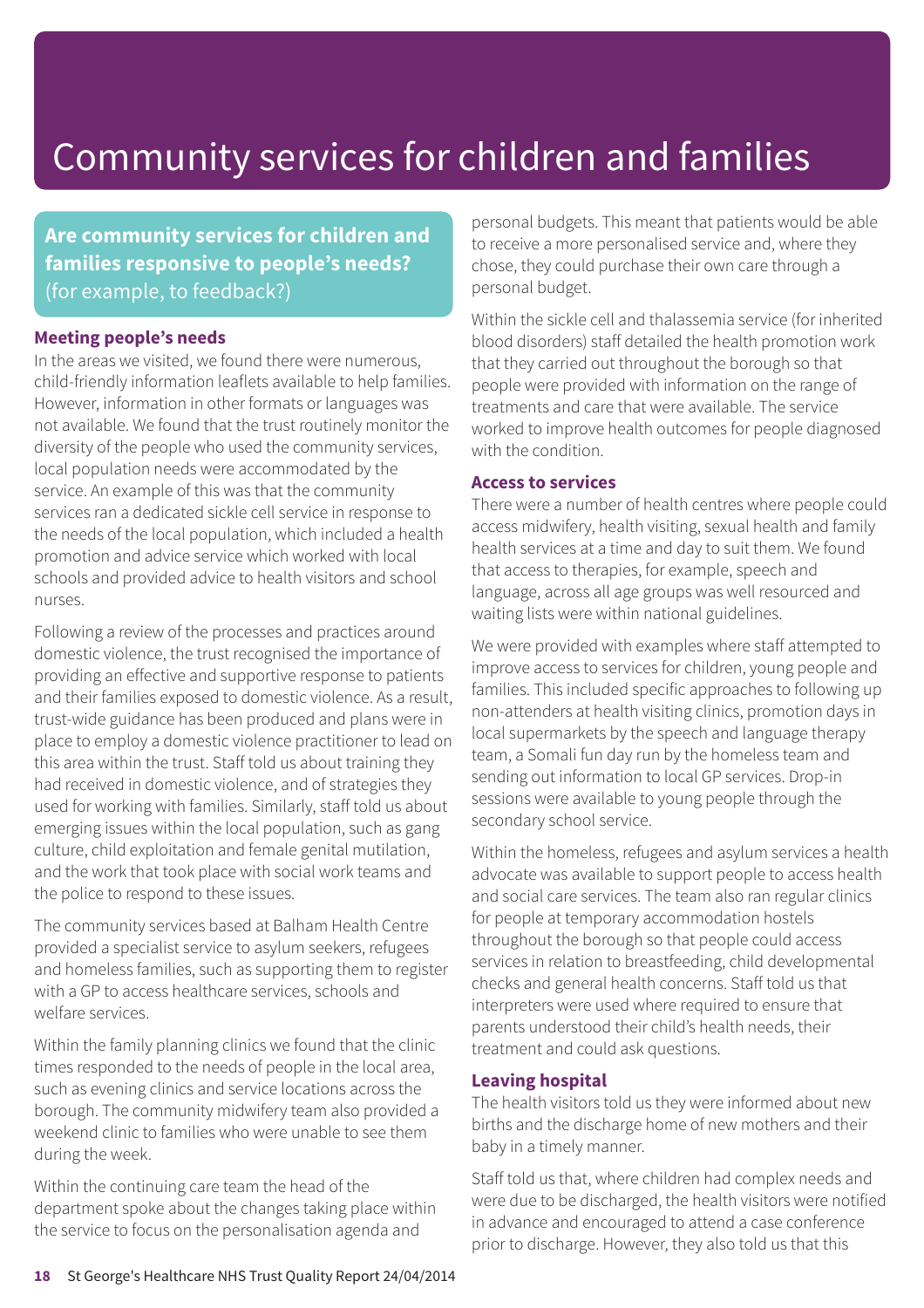# Community services for children and families

## Are community services for children and families responsive to people's needs? (for example, to feedback?)

### Meeting people's needs

In the areas we visited, we found there were numerous, child-friendly information leaflets available to help families. However, information in other formats or languages was not available. We found that the trust routinely monitor the diversity of the people who used the community services, local population needs were accommodated by the service. An example of this was that the community services ran a dedicated sickle cell service in response to the needs of the local population, which included a health promotion and advice service which worked with local schools and provided advice to health visitors and school nurses.

Following a review of the processes and practices around domestic violence, the trust recognised the importance of providing an effective and supportive response to patients and their families exposed to domestic violence. As a result, trust-wide guidance has been produced and plans were in place to employ a domestic violence practitioner to lead on this area within the trust. Staff told us about training they had received in domestic violence, and of strategies they used for working with families. Similarly, staff told us about emerging issues within the local population, such as gang culture, child exploitation and female genital mutilation, and the work that took place with social work teams and the police to respond to these issues.

The community services based at Balham Health Centre provided a specialist service to asylum seekers, refugees and homeless families, such as supporting them to register with a GP to access healthcare services, schools and welfare services.

Within the family planning clinics we found that the clinic times responded to the needs of people in the local area, such as evening clinics and service locations across the borough. The community midwifery team also provided a weekend clinic to families who were unable to see them during the week.

Within the continuing care team the head of the department spoke about the changes taking place within the service to focus on the personalisation agenda and personal budgets. This meant that patients would be able to receive a more personalised service and, where they chose, they could purchase their own care through a personal budget.

Within the sickle cell and thalassemia service (for inherited blood disorders) staff detailed the health promotion work that they carried out throughout the borough so that people were provided with information on the range of treatments and care that were available. The service worked to improve health outcomes for people diagnosed with the condition.

### Access to services

There were a number of health centres where people could access midwifery, health visiting, sexual health and family health services at a time and day to suit them. We found that access to therapies, for example, speech and language, across all age groups was well resourced and waiting lists were within national guidelines.

We were provided with examples where staff attempted to improve access to services for children, young people and families. This included specific approaches to following up non-attenders at health visiting clinics, promotion days in local supermarkets by the speech and language therapy team, a Somali fun day run by the homeless team and sending out information to local GP services. Drop-in sessions were available to young people through the secondary school service.

Within the homeless, refugees and asylum services a health advocate was available to support people to access health and social care services. The team also ran regular clinics for people at temporary accommodation hostels throughout the borough so that people could access services in relation to breastfeeding, child developmental checks and general health concerns. Staff told us that interpreters were used where required to ensure that parents understood their child's health needs, their treatment and could ask questions.

### Leaving hospital

The health visitors told us they were informed about new births and the discharge home of new mothers and their baby in a timely manner.

Staff told us that, where children had complex needs and were due to be discharged, the health visitors were notified in advance and encouraged to attend a case conference prior to discharge. However, they also told us that this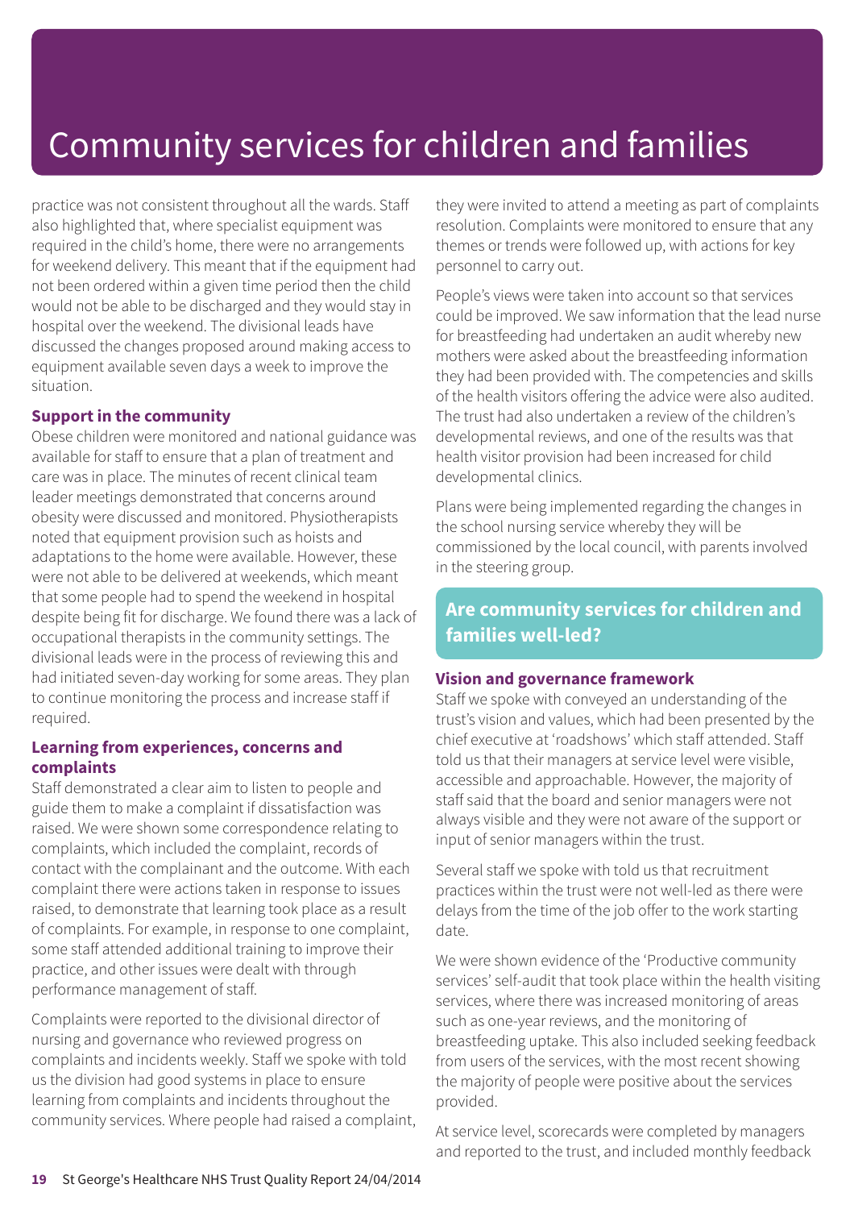# Community services for children and families

practice was not consistent throughout all the wards. Staff also highlighted that, where specialist equipment was required in the child's home, there were no arrangements for weekend delivery. This meant that if the equipment had not been ordered within a given time period then the child would not be able to be discharged and they would stay in hospital over the weekend. The divisional leads have discussed the changes proposed around making access to equipment available seven days a week to improve the situation.

### Support in the community

Obese children were monitored and national guidance was available for staff to ensure that a plan of treatment and care was in place. The minutes of recent clinical team leader meetings demonstrated that concerns around obesity were discussed and monitored. Physiotherapists noted that equipment provision such as hoists and adaptations to the home were available. However, these were not able to be delivered at weekends, which meant that some people had to spend the weekend in hospital despite being fit for discharge. We found there was a lack of occupational therapists in the community settings. The divisional leads were in the process of reviewing this and had initiated seven-day working for some areas. They plan to continue monitoring the process and increase staff if required.

### Learning from experiences, concerns and complaints

Staff demonstrated a clear aim to listen to people and guide them to make a complaint if dissatisfaction was raised. We were shown some correspondence relating to complaints, which included the complaint, records of contact with the complainant and the outcome. With each complaint there were actions taken in response to issues raised, to demonstrate that learning took place as a result of complaints. For example, in response to one complaint, some staff attended additional training to improve their practice, and other issues were dealt with through performance management of staff.

Complaints were reported to the divisional director of nursing and governance who reviewed progress on complaints and incidents weekly. Staff we spoke with told us the division had good systems in place to ensure learning from complaints and incidents throughout the community services. Where people had raised a complaint, they were invited to attend a meeting as part of complaints resolution. Complaints were monitored to ensure that any themes or trends were followed up, with actions for key personnel to carry out.

People's views were taken into account so that services could be improved. We saw information that the lead nurse for breastfeeding had undertaken an audit whereby new mothers were asked about the breastfeeding information they had been provided with. The competencies and skills of the health visitors offering the advice were also audited. The trust had also undertaken a review of the children's developmental reviews, and one of the results was that health visitor provision had been increased for child developmental clinics.

Plans were being implemented regarding the changes in the school nursing service whereby they will be commissioned by the local council, with parents involved in the steering group.

## Are community services for children and families well-led?

### Vision and governance framework

Staff we spoke with conveyed an understanding of the trust's vision and values, which had been presented by the chief executive at 'roadshows' which staff attended. Staff told us that their managers at service level were visible, accessible and approachable. However, the majority of staff said that the board and senior managers were not always visible and they were not aware of the support or input of senior managers within the trust.

Several staff we spoke with told us that recruitment practices within the trust were not well-led as there were delays from the time of the job offer to the work starting date.

We were shown evidence of the 'Productive community services' self-audit that took place within the health visiting services, where there was increased monitoring of areas such as one-year reviews, and the monitoring of breastfeeding uptake. This also included seeking feedback from users of the services, with the most recent showing the majority of people were positive about the services provided.

At service level, scorecards were completed by managers and reported to the trust, and included monthly feedback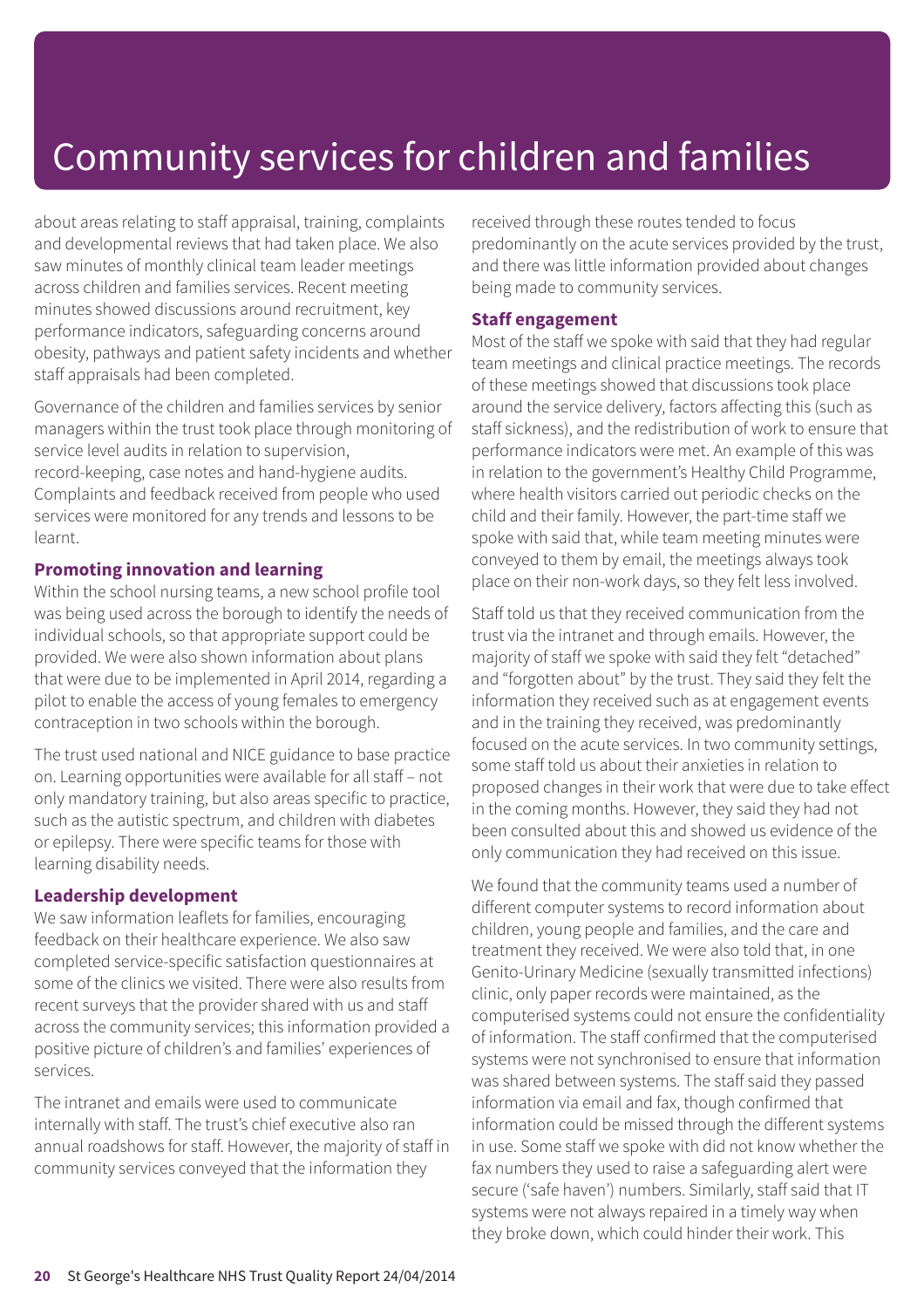# Community services for children and families

about areas relating to staff appraisal, training, complaints and developmental reviews that had taken place. We also saw minutes of monthly clinical team leader meetings across children and families services. Recent meeting minutes showed discussions around recruitment, key performance indicators, safeguarding concerns around obesity, pathways and patient safety incidents and whether staff appraisals had been completed.

Governance of the children and families services by senior managers within the trust took place through monitoring of service level audits in relation to supervision, record-keeping, case notes and hand-hygiene audits. Complaints and feedback received from people who used services were monitored for any trends and lessons to be learnt.

### Promoting innovation and learning

Within the school nursing teams, a new school profile tool was being used across the borough to identify the needs of individual schools, so that appropriate support could be provided. We were also shown information about plans that were due to be implemented in April 2014, regarding a pilot to enable the access of young females to emergency contraception in two schools within the borough.

The trust used national and NICE guidance to base practice on. Learning opportunities were available for all staff – not only mandatory training, but also areas specific to practice, such as the autistic spectrum, and children with diabetes or epilepsy. There were specific teams for those with learning disability needs.

### Leadership development

We saw information leaflets for families, encouraging feedback on their healthcare experience. We also saw completed service-specific satisfaction questionnaires at some of the clinics we visited. There were also results from recent surveys that the provider shared with us and staff across the community services; this information provided a positive picture of children's and families' experiences of services.

The intranet and emails were used to communicate internally with staff. The trust's chief executive also ran annual roadshows for staff. However, the majority of staff in community services conveyed that the information they received through these routes tended to focus predominantly on the acute services provided by the trust, and there was little information provided about changes being made to community services.

### Staff engagement

Most of the staff we spoke with said that they had regular team meetings and clinical practice meetings. The records of these meetings showed that discussions took place around the service delivery, factors affecting this (such as staff sickness), and the redistribution of work to ensure that performance indicators were met. An example of this was in relation to the government's Healthy Child Programme, where health visitors carried out periodic checks on the child and their family. However, the part-time staff we spoke with said that, while team meeting minutes were conveyed to them by email, the meetings always took place on their non-work days, so they felt less involved.

Staff told us that they received communication from the trust via the intranet and through emails. However, the majority of staff we spoke with said they felt "detached" and "forgotten about" by the trust. They said they felt the information they received such as at engagement events and in the training they received, was predominantly focused on the acute services. In two community settings, some staff told us about their anxieties in relation to proposed changes in their work that were due to take effect in the coming months. However, they said they had not been consulted about this and showed us evidence of the only communication they had received on this issue.

We found that the community teams used a number of different computer systems to record information about children, young people and families, and the care and treatment they received. We were also told that, in one Genito-Urinary Medicine (sexually transmitted infections) clinic, only paper records were maintained, as the computerised systems could not ensure the confidentiality of information. The staff confirmed that the computerised systems were not synchronised to ensure that information was shared between systems. The staff said they passed information via email and fax, though confirmed that information could be missed through the different systems in use. Some staff we spoke with did not know whether the fax numbers they used to raise a safeguarding alert were secure ('safe haven') numbers. Similarly, staff said that IT systems were not always repaired in a timely way when they broke down, which could hinder their work. This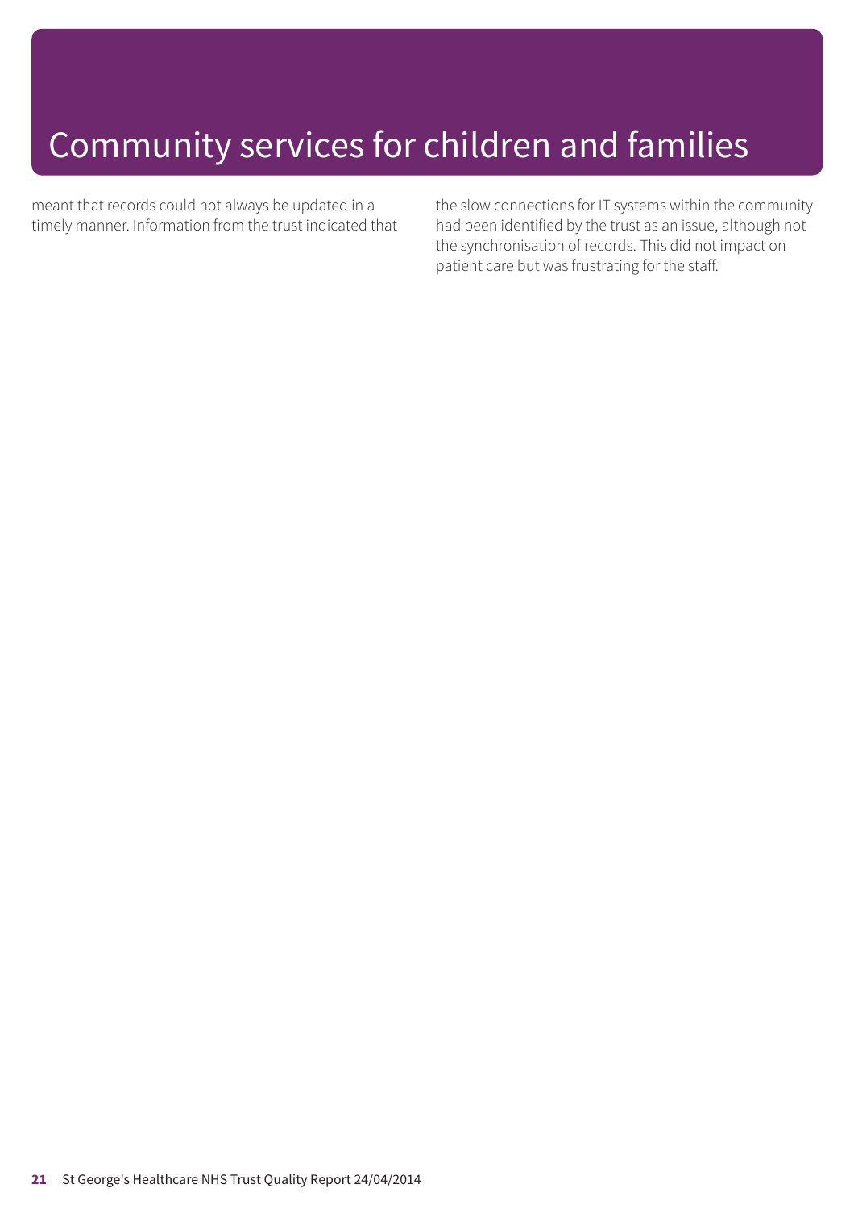# Community services for children and families

meant that records could not always be updated in a timely manner. Information from the trust indicated that the slow connections for IT systems within the community had been identified by the trust as an issue, although not the synchronisation of records. This did not impact on patient care but was frustrating for the staff.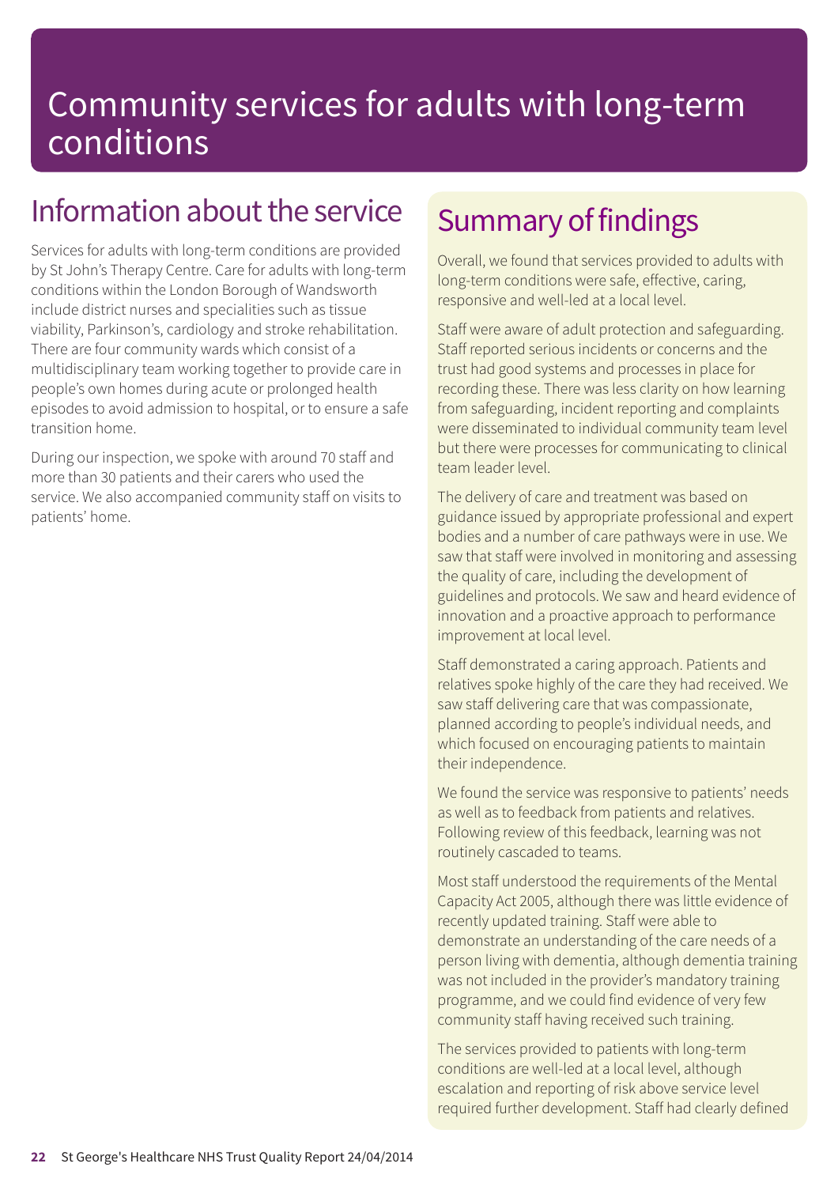# Community services for adults with long-term conditions

## Information about the service

Services for adults with long-term conditions are provided by St John's Therapy Centre. Care for adults with long-term conditions within the London Borough of Wandsworth include district nurses and specialities such as tissue viability, Parkinson's, cardiology and stroke rehabilitation. There are four community wards which consist of a multidisciplinary team working together to provide care in people's own homes during acute or prolonged health episodes to avoid admission to hospital, or to ensure a safe transition home.

During our inspection, we spoke with around 70 staff and more than 30 patients and their carers who used the service. We also accompanied community staff on visits to patients' home.

## Summary of findings

Overall, we found that services provided to adults with long-term conditions were safe, effective, caring, responsive and well-led at a local level.

Staff were aware of adult protection and safeguarding. Staff reported serious incidents or concerns and the trust had good systems and processes in place for recording these. There was less clarity on how learning from safeguarding, incident reporting and complaints were disseminated to individual community team level but there were processes for communicating to clinical team leader level.

The delivery of care and treatment was based on guidance issued by appropriate professional and expert bodies and a number of care pathways were in use. We saw that staff were involved in monitoring and assessing the quality of care, including the development of guidelines and protocols. We saw and heard evidence of innovation and a proactive approach to performance improvement at local level.

Staff demonstrated a caring approach. Patients and relatives spoke highly of the care they had received. We saw staff delivering care that was compassionate, planned according to people's individual needs, and which focused on encouraging patients to maintain their independence.

We found the service was responsive to patients' needs as well as to feedback from patients and relatives. Following review of this feedback, learning was not routinely cascaded to teams.

Most staff understood the requirements of the Mental Capacity Act 2005, although there was little evidence of recently updated training. Staff were able to demonstrate an understanding of the care needs of a person living with dementia, although dementia training was not included in the provider's mandatory training programme, and we could find evidence of very few community staff having received such training.

The services provided to patients with long-term conditions are well-led at a local level, although escalation and reporting of risk above service level required further development. Staff had clearly defined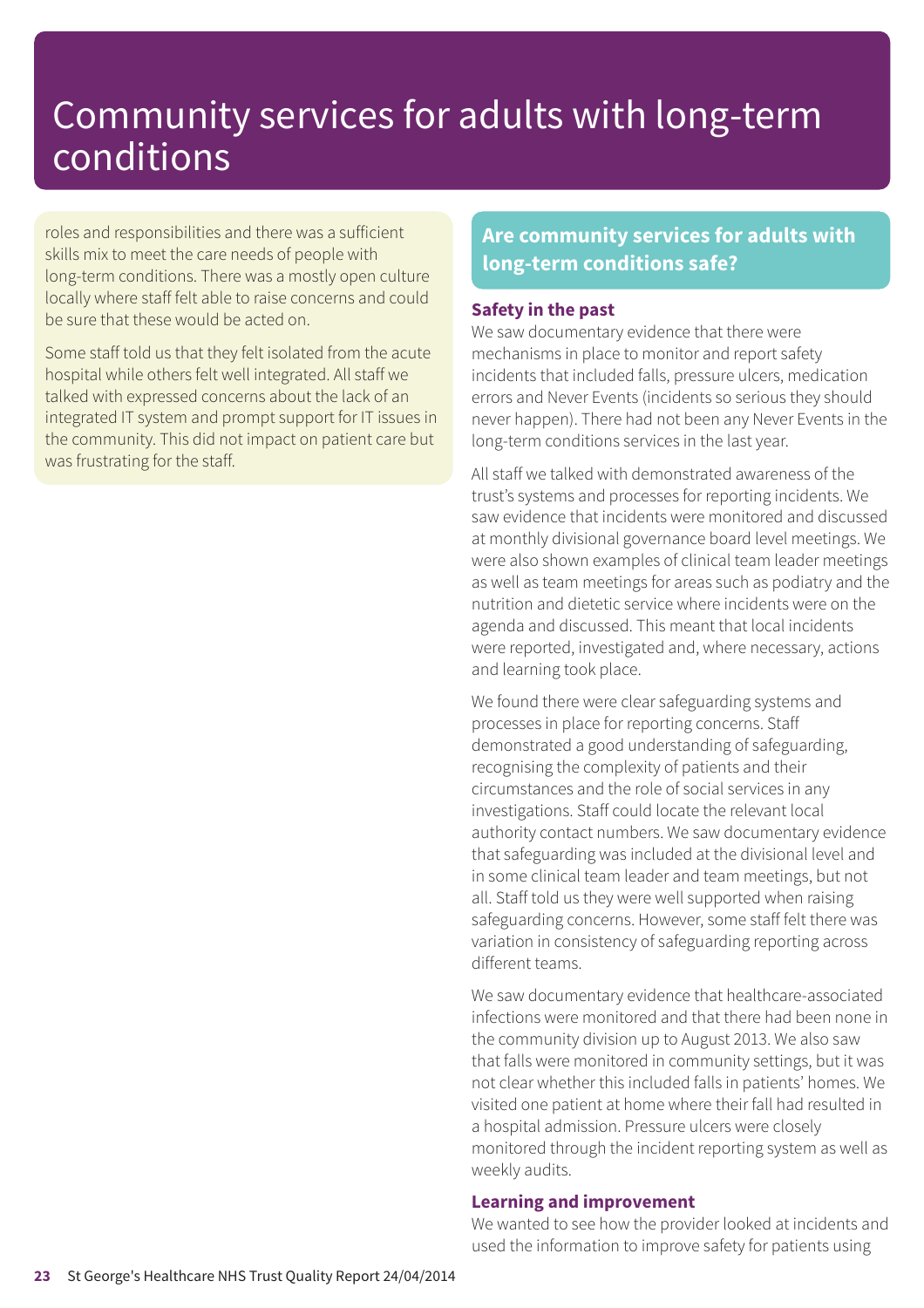# Community services for adults with long-term conditions

roles and responsibilities and there was a sufficient skills mix to meet the care needs of people with long-term conditions. There was a mostly open culture locally where staff felt able to raise concerns and could be sure that these would be acted on.

Some staff told us that they felt isolated from the acute hospital while others felt well integrated. All staff we talked with expressed concerns about the lack of an integrated IT system and prompt support for IT issues in the community. This did not impact on patient care but was frustrating for the staff.

## Are community services for adults with long-term conditions safe?

### Safety in the past

We saw documentary evidence that there were mechanisms in place to monitor and report safety incidents that included falls, pressure ulcers, medication errors and Never Events (incidents so serious they should never happen). There had not been any Never Events in the long-term conditions services in the last year.

All staff we talked with demonstrated awareness of the trust's systems and processes for reporting incidents. We saw evidence that incidents were monitored and discussed at monthly divisional governance board level meetings. We were also shown examples of clinical team leader meetings as well as team meetings for areas such as podiatry and the nutrition and dietetic service where incidents were on the agenda and discussed. This meant that local incidents were reported, investigated and, where necessary, actions and learning took place.

We found there were clear safeguarding systems and processes in place for reporting concerns. Staff demonstrated a good understanding of safeguarding, recognising the complexity of patients and their circumstances and the role of social services in any investigations. Staff could locate the relevant local authority contact numbers. We saw documentary evidence that safeguarding was included at the divisional level and in some clinical team leader and team meetings, but not all. Staff told us they were well supported when raising safeguarding concerns. However, some staff felt there was variation in consistency of safeguarding reporting across different teams.

We saw documentary evidence that healthcare-associated infections were monitored and that there had been none in the community division up to August 2013. We also saw that falls were monitored in community settings, but it was not clear whether this included falls in patients' homes. We visited one patient at home where their fall had resulted in a hospital admission. Pressure ulcers were closely monitored through the incident reporting system as well as weekly audits.

### Learning and improvement

We wanted to see how the provider looked at incidents and used the information to improve safety for patients using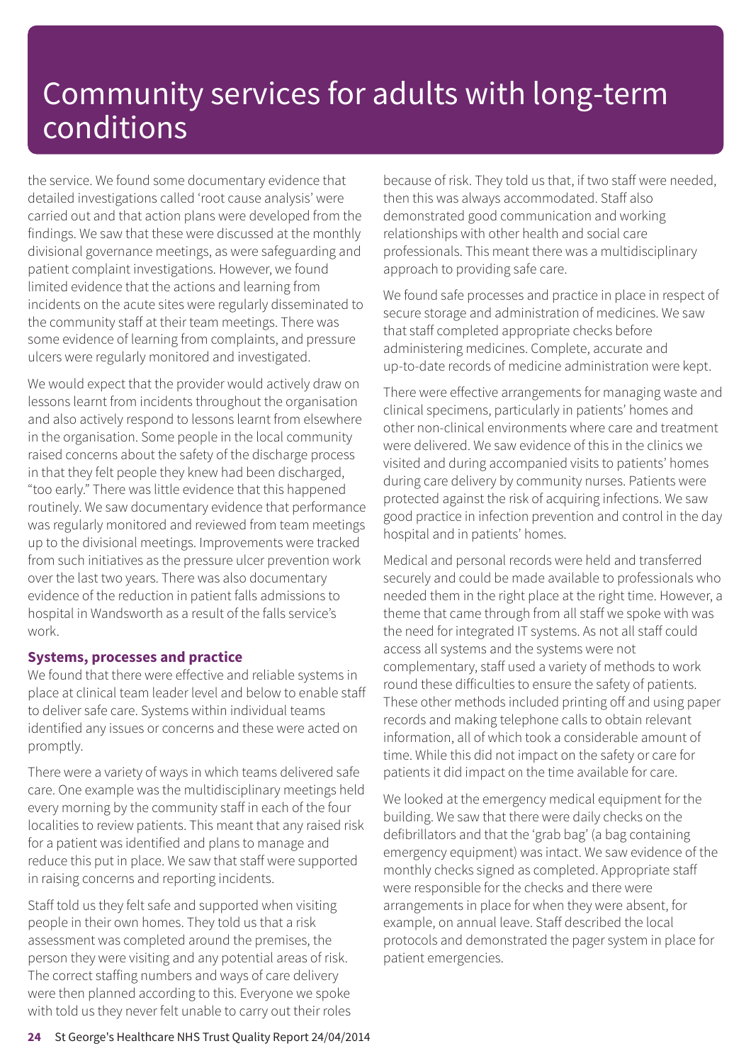# Community services for adults with long-term conditions

the service. We found some documentary evidence that detailed investigations called 'root cause analysis' were carried out and that action plans were developed from the findings. We saw that these were discussed at the monthly divisional governance meetings, as were safeguarding and patient complaint investigations. However, we found limited evidence that the actions and learning from incidents on the acute sites were regularly disseminated to the community staff at their team meetings. There was some evidence of learning from complaints, and pressure ulcers were regularly monitored and investigated.

We would expect that the provider would actively draw on lessons learnt from incidents throughout the organisation and also actively respond to lessons learnt from elsewhere in the organisation. Some people in the local community raised concerns about the safety of the discharge process in that they felt people they knew had been discharged, "too early." There was little evidence that this happened routinely. We saw documentary evidence that performance was regularly monitored and reviewed from team meetings up to the divisional meetings. Improvements were tracked from such initiatives as the pressure ulcer prevention work over the last two years. There was also documentary evidence of the reduction in patient falls admissions to hospital in Wandsworth as a result of the falls service's work.

### Systems, processes and practice

We found that there were effective and reliable systems in place at clinical team leader level and below to enable staff to deliver safe care. Systems within individual teams identified any issues or concerns and these were acted on promptly.

There were a variety of ways in which teams delivered safe care. One example was the multidisciplinary meetings held every morning by the community staff in each of the four localities to review patients. This meant that any raised risk for a patient was identified and plans to manage and reduce this put in place. We saw that staff were supported in raising concerns and reporting incidents.

Staff told us they felt safe and supported when visiting people in their own homes. They told us that a risk assessment was completed around the premises, the person they were visiting and any potential areas of risk. The correct staffing numbers and ways of care delivery were then planned according to this. Everyone we spoke with told us they never felt unable to carry out their roles because of risk. They told us that, if two staff were needed, then this was always accommodated. Staff also demonstrated good communication and working relationships with other health and social care professionals. This meant there was a multidisciplinary approach to providing safe care.

We found safe processes and practice in place in respect of secure storage and administration of medicines. We saw that staff completed appropriate checks before administering medicines. Complete, accurate and up-to-date records of medicine administration were kept.

There were effective arrangements for managing waste and clinical specimens, particularly in patients' homes and other non-clinical environments where care and treatment were delivered. We saw evidence of this in the clinics we visited and during accompanied visits to patients' homes during care delivery by community nurses. Patients were protected against the risk of acquiring infections. We saw good practice in infection prevention and control in the day hospital and in patients' homes.

Medical and personal records were held and transferred securely and could be made available to professionals who needed them in the right place at the right time. However, a theme that came through from all staff we spoke with was the need for integrated IT systems. As not all staff could access all systems and the systems were not complementary, staff used a variety of methods to work round these difficulties to ensure the safety of patients. These other methods included printing off and using paper records and making telephone calls to obtain relevant information, all of which took a considerable amount of time. While this did not impact on the safety or care for patients it did impact on the time available for care.

We looked at the emergency medical equipment for the building. We saw that there were daily checks on the defibrillators and that the 'grab bag' (a bag containing emergency equipment) was intact. We saw evidence of the monthly checks signed as completed. Appropriate staff were responsible for the checks and there were arrangements in place for when they were absent, for example, on annual leave. Staff described the local protocols and demonstrated the pager system in place for patient emergencies.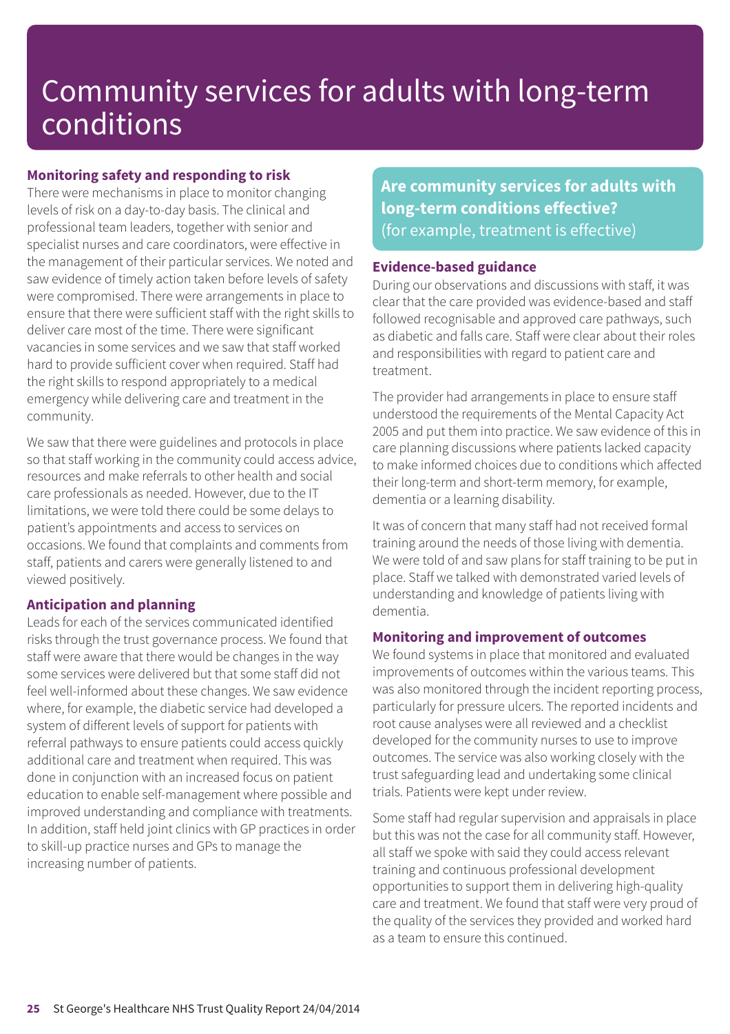# Community services for adults with long-term conditions

### Monitoring safety and responding to risk

There were mechanisms in place to monitor changing levels of risk on a day-to-day basis. The clinical and professional team leaders, together with senior and specialist nurses and care coordinators, were effective in the management of their particular services. We noted and saw evidence of timely action taken before levels of safety were compromised. There were arrangements in place to ensure that there were sufficient staff with the right skills to deliver care most of the time. There were significant vacancies in some services and we saw that staff worked hard to provide sufficient cover when required. Staff had the right skills to respond appropriately to a medical emergency while delivering care and treatment in the community.

We saw that there were guidelines and protocols in place so that staff working in the community could access advice, resources and make referrals to other health and social care professionals as needed. However, due to the IT limitations, we were told there could be some delays to patient's appointments and access to services on occasions. We found that complaints and comments from staff, patients and carers were generally listened to and viewed positively.

### Anticipation and planning

Leads for each of the services communicated identified risks through the trust governance process. We found that staff were aware that there would be changes in the way some services were delivered but that some staff did not feel well-informed about these changes. We saw evidence where, for example, the diabetic service had developed a system of different levels of support for patients with referral pathways to ensure patients could access quickly additional care and treatment when required. This was done in conjunction with an increased focus on patient education to enable self-management where possible and improved understanding and compliance with treatments. In addition, staff held joint clinics with GP practices in order to skill-up practice nurses and GPs to manage the increasing number of patients.

## Are community services for adults with long-term conditions effective?

(for example, treatment is effective)

### Evidence-based guidance

During our observations and discussions with staff, it was clear that the care provided was evidence-based and staff followed recognisable and approved care pathways, such as diabetic and falls care. Staff were clear about their roles and responsibilities with regard to patient care and treatment.

The provider had arrangements in place to ensure staff understood the requirements of the Mental Capacity Act 2005 and put them into practice. We saw evidence of this in care planning discussions where patients lacked capacity to make informed choices due to conditions which affected their long-term and short-term memory, for example, dementia or a learning disability.

It was of concern that many staff had not received formal training around the needs of those living with dementia. We were told of and saw plans for staff training to be put in place. Staff we talked with demonstrated varied levels of understanding and knowledge of patients living with dementia.

### Monitoring and improvement of outcomes

We found systems in place that monitored and evaluated improvements of outcomes within the various teams. This was also monitored through the incident reporting process, particularly for pressure ulcers. The reported incidents and root cause analyses were all reviewed and a checklist developed for the community nurses to use to improve outcomes. The service was also working closely with the trust safeguarding lead and undertaking some clinical trials. Patients were kept under review.

Some staff had regular supervision and appraisals in place but this was not the case for all community staff. However, all staff we spoke with said they could access relevant training and continuous professional development opportunities to support them in delivering high-quality care and treatment. We found that staff were very proud of the quality of the services they provided and worked hard as a team to ensure this continued.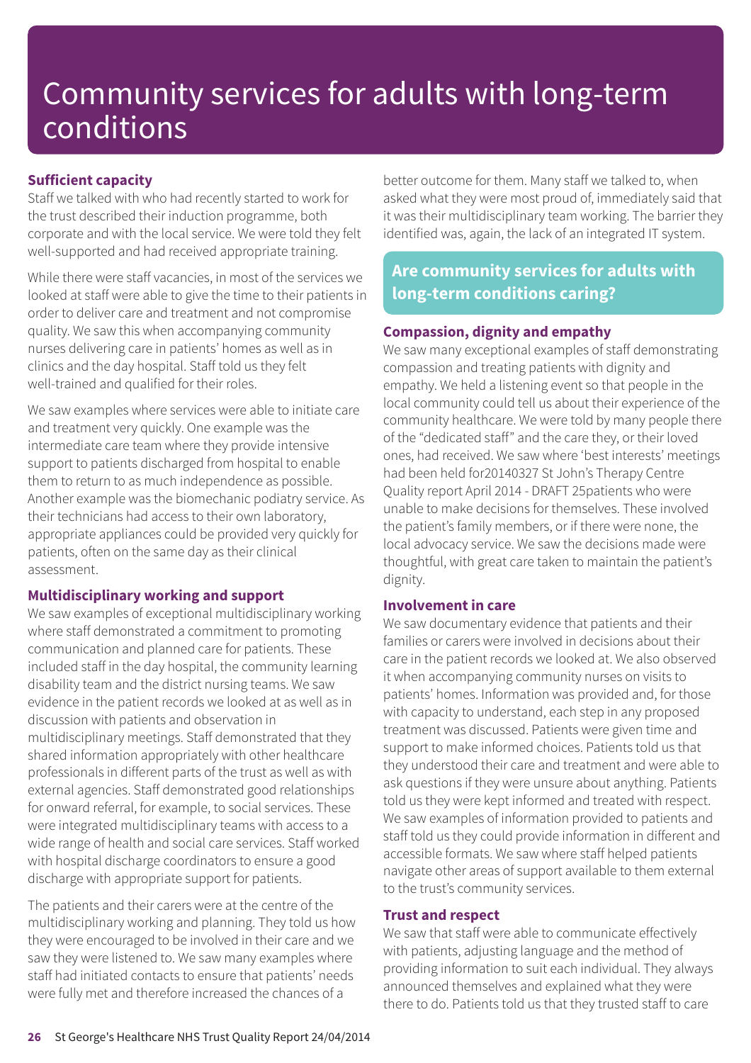# Community services for adults with long-term conditions

### Sufficient capacity

Staff we talked with who had recently started to work for the trust described their induction programme, both corporate and with the local service. We were told they felt well-supported and had received appropriate training.

While there were staff vacancies, in most of the services we looked at staff were able to give the time to their patients in order to deliver care and treatment and not compromise quality. We saw this when accompanying community nurses delivering care in patients' homes as well as in clinics and the day hospital. Staff told us they felt well-trained and qualified for their roles.

We saw examples where services were able to initiate care and treatment very quickly. One example was the intermediate care team where they provide intensive support to patients discharged from hospital to enable them to return to as much independence as possible. Another example was the biomechanic podiatry service. As their technicians had access to their own laboratory, appropriate appliances could be provided very quickly for patients, often on the same day as their clinical assessment.

### Multidisciplinary working and support

We saw examples of exceptional multidisciplinary working where staff demonstrated a commitment to promoting communication and planned care for patients. These included staff in the day hospital, the community learning disability team and the district nursing teams. We saw evidence in the patient records we looked at as well as in discussion with patients and observation in multidisciplinary meetings. Staff demonstrated that they shared information appropriately with other healthcare professionals in different parts of the trust as well as with external agencies. Staff demonstrated good relationships for onward referral, for example, to social services. These were integrated multidisciplinary teams with access to a wide range of health and social care services. Staff worked with hospital discharge coordinators to ensure a good discharge with appropriate support for patients.

The patients and their carers were at the centre of the multidisciplinary working and planning. They told us how they were encouraged to be involved in their care and we saw they were listened to. We saw many examples where staff had initiated contacts to ensure that patients' needs were fully met and therefore increased the chances of a better outcome for them. Many staff we talked to, when asked what they were most proud of, immediately said that it was their multidisciplinary team working. The barrier they identified was, again, the lack of an integrated IT system.

## Are community services for adults with long-term conditions caring?

### Compassion, dignity and empathy

We saw many exceptional examples of staff demonstrating compassion and treating patients with dignity and empathy. We held a listening event so that people in the local community could tell us about their experience of the community healthcare. We were told by many people there of the "dedicated staff" and the care they, or their loved ones, had received. We saw where 'best interests' meetings had been held for20140327 St John's Therapy Centre Quality report April 2014 - DRAFT 25patients who were unable to make decisions for themselves. These involved the patient's family members, or if there were none, the local advocacy service. We saw the decisions made were thoughtful, with great care taken to maintain the patient's dignity.

### Involvement in care

We saw documentary evidence that patients and their families or carers were involved in decisions about their care in the patient records we looked at. We also observed it when accompanying community nurses on visits to patients' homes. Information was provided and, for those with capacity to understand, each step in any proposed treatment was discussed. Patients were given time and support to make informed choices. Patients told us that they understood their care and treatment and were able to ask questions if they were unsure about anything. Patients told us they were kept informed and treated with respect. We saw examples of information provided to patients and staff told us they could provide information in different and accessible formats. We saw where staff helped patients navigate other areas of support available to them external to the trust's community services.

### Trust and respect

We saw that staff were able to communicate effectively with patients, adjusting language and the method of providing information to suit each individual. They always announced themselves and explained what they were there to do. Patients told us that they trusted staff to care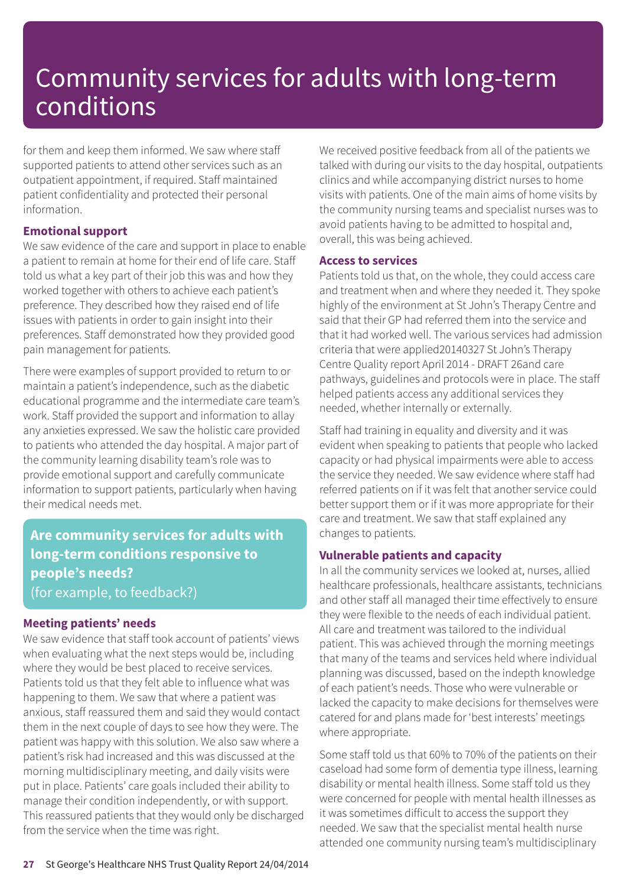# Community services for adults with long-term conditions

for them and keep them informed. We saw where staff supported patients to attend other services such as an outpatient appointment, if required. Staff maintained patient confidentiality and protected their personal information.

### Emotional support

We saw evidence of the care and support in place to enable a patient to remain at home for their end of life care. Staff told us what a key part of their job this was and how they worked together with others to achieve each patient's preference. They described how they raised end of life issues with patients in order to gain insight into their preferences. Staff demonstrated how they provided good pain management for patients.

There were examples of support provided to return to or maintain a patient's independence, such as the diabetic educational programme and the intermediate care team's work. Staff provided the support and information to allay any anxieties expressed. We saw the holistic care provided to patients who attended the day hospital. A major part of the community learning disability team's role was to provide emotional support and carefully communicate information to support patients, particularly when having their medical needs met.

## Are community services for adults with long-term conditions responsive to people's needs?
(for example, to feedback?)

### Meeting patients' needs

We saw evidence that staff took account of patients' views when evaluating what the next steps would be, including where they would be best placed to receive services. Patients told us that they felt able to influence what was happening to them. We saw that where a patient was anxious, staff reassured them and said they would contact them in the next couple of days to see how they were. The patient was happy with this solution. We also saw where a patient's risk had increased and this was discussed at the morning multidisciplinary meeting, and daily visits were put in place. Patients' care goals included their ability to manage their condition independently, or with support. This reassured patients that they would only be discharged from the service when the time was right.

We received positive feedback from all of the patients we talked with during our visits to the day hospital, outpatients clinics and while accompanying district nurses to home visits with patients. One of the main aims of home visits by the community nursing teams and specialist nurses was to avoid patients having to be admitted to hospital and, overall, this was being achieved.

### Access to services

Patients told us that, on the whole, they could access care and treatment when and where they needed it. They spoke highly of the environment at St John's Therapy Centre and said that their GP had referred them into the service and that it had worked well. The various services had admission criteria that were applied20140327 St John's Therapy Centre Quality report April 2014 - DRAFT 26and care pathways, guidelines and protocols were in place. The staff helped patients access any additional services they needed, whether internally or externally.

Staff had training in equality and diversity and it was evident when speaking to patients that people who lacked capacity or had physical impairments were able to access the service they needed. We saw evidence where staff had referred patients on if it was felt that another service could better support them or if it was more appropriate for their care and treatment. We saw that staff explained any changes to patients.

### Vulnerable patients and capacity

In all the community services we looked at, nurses, allied healthcare professionals, healthcare assistants, technicians and other staff all managed their time effectively to ensure they were flexible to the needs of each individual patient. All care and treatment was tailored to the individual patient. This was achieved through the morning meetings that many of the teams and services held where individual planning was discussed, based on the indepth knowledge of each patient's needs. Those who were vulnerable or lacked the capacity to make decisions for themselves were catered for and plans made for 'best interests' meetings where appropriate.

Some staff told us that 60% to 70% of the patients on their caseload had some form of dementia type illness, learning disability or mental health illness. Some staff told us they were concerned for people with mental health illnesses as it was sometimes difficult to access the support they needed. We saw that the specialist mental health nurse attended one community nursing team's multidisciplinary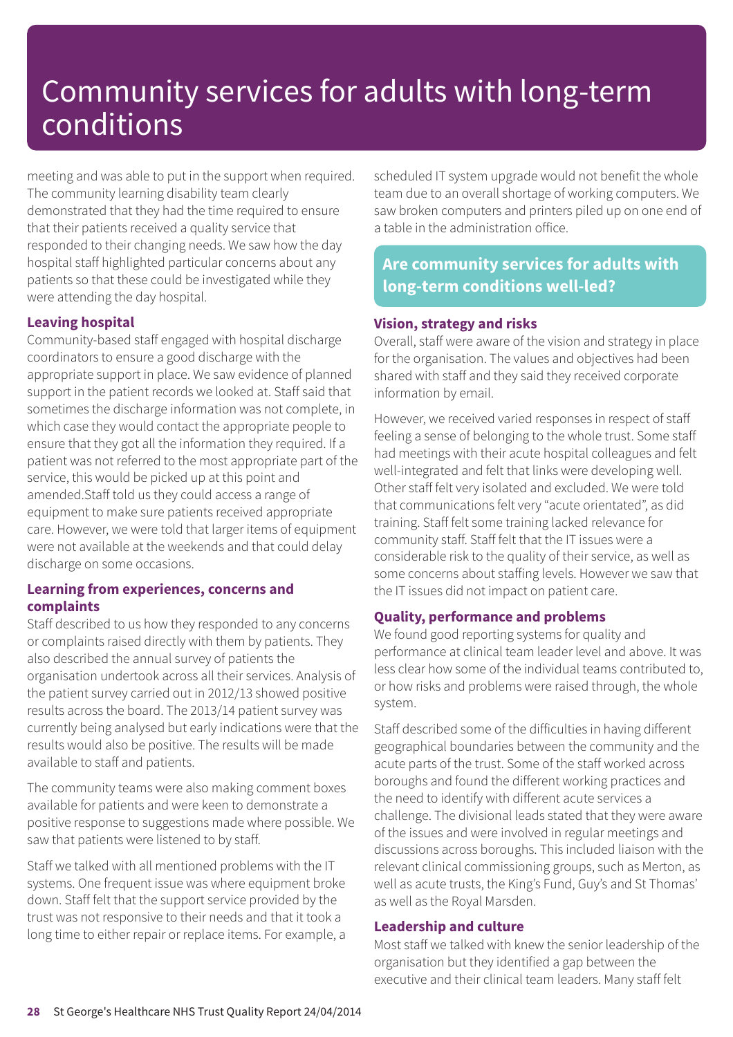# Community services for adults with long-term conditions

meeting and was able to put in the support when required. The community learning disability team clearly demonstrated that they had the time required to ensure that their patients received a quality service that responded to their changing needs. We saw how the day hospital staff highlighted particular concerns about any patients so that these could be investigated while they were attending the day hospital.

### Leaving hospital

Community-based staff engaged with hospital discharge coordinators to ensure a good discharge with the appropriate support in place. We saw evidence of planned support in the patient records we looked at. Staff said that sometimes the discharge information was not complete, in which case they would contact the appropriate people to ensure that they got all the information they required. If a patient was not referred to the most appropriate part of the service, this would be picked up at this point and amended.Staff told us they could access a range of equipment to make sure patients received appropriate care. However, we were told that larger items of equipment were not available at the weekends and that could delay discharge on some occasions.

### Learning from experiences, concerns and complaints

Staff described to us how they responded to any concerns or complaints raised directly with them by patients. They also described the annual survey of patients the organisation undertook across all their services. Analysis of the patient survey carried out in 2012/13 showed positive results across the board. The 2013/14 patient survey was currently being analysed but early indications were that the results would also be positive. The results will be made available to staff and patients.

The community teams were also making comment boxes available for patients and were keen to demonstrate a positive response to suggestions made where possible. We saw that patients were listened to by staff.

Staff we talked with all mentioned problems with the IT systems. One frequent issue was where equipment broke down. Staff felt that the support service provided by the trust was not responsive to their needs and that it took a long time to either repair or replace items. For example, a scheduled IT system upgrade would not benefit the whole team due to an overall shortage of working computers. We saw broken computers and printers piled up on one end of a table in the administration office.

## Are community services for adults with long-term conditions well-led?

### Vision, strategy and risks

Overall, staff were aware of the vision and strategy in place for the organisation. The values and objectives had been shared with staff and they said they received corporate information by email.

However, we received varied responses in respect of staff feeling a sense of belonging to the whole trust. Some staff had meetings with their acute hospital colleagues and felt well-integrated and felt that links were developing well. Other staff felt very isolated and excluded. We were told that communications felt very "acute orientated", as did training. Staff felt some training lacked relevance for community staff. Staff felt that the IT issues were a considerable risk to the quality of their service, as well as some concerns about staffing levels. However we saw that the IT issues did not impact on patient care.

### Quality, performance and problems

We found good reporting systems for quality and performance at clinical team leader level and above. It was less clear how some of the individual teams contributed to, or how risks and problems were raised through, the whole system.

Staff described some of the difficulties in having different geographical boundaries between the community and the acute parts of the trust. Some of the staff worked across boroughs and found the different working practices and the need to identify with different acute services a challenge. The divisional leads stated that they were aware of the issues and were involved in regular meetings and discussions across boroughs. This included liaison with the relevant clinical commissioning groups, such as Merton, as well as acute trusts, the King's Fund, Guy's and St Thomas' as well as the Royal Marsden.

### Leadership and culture

Most staff we talked with knew the senior leadership of the organisation but they identified a gap between the executive and their clinical team leaders. Many staff felt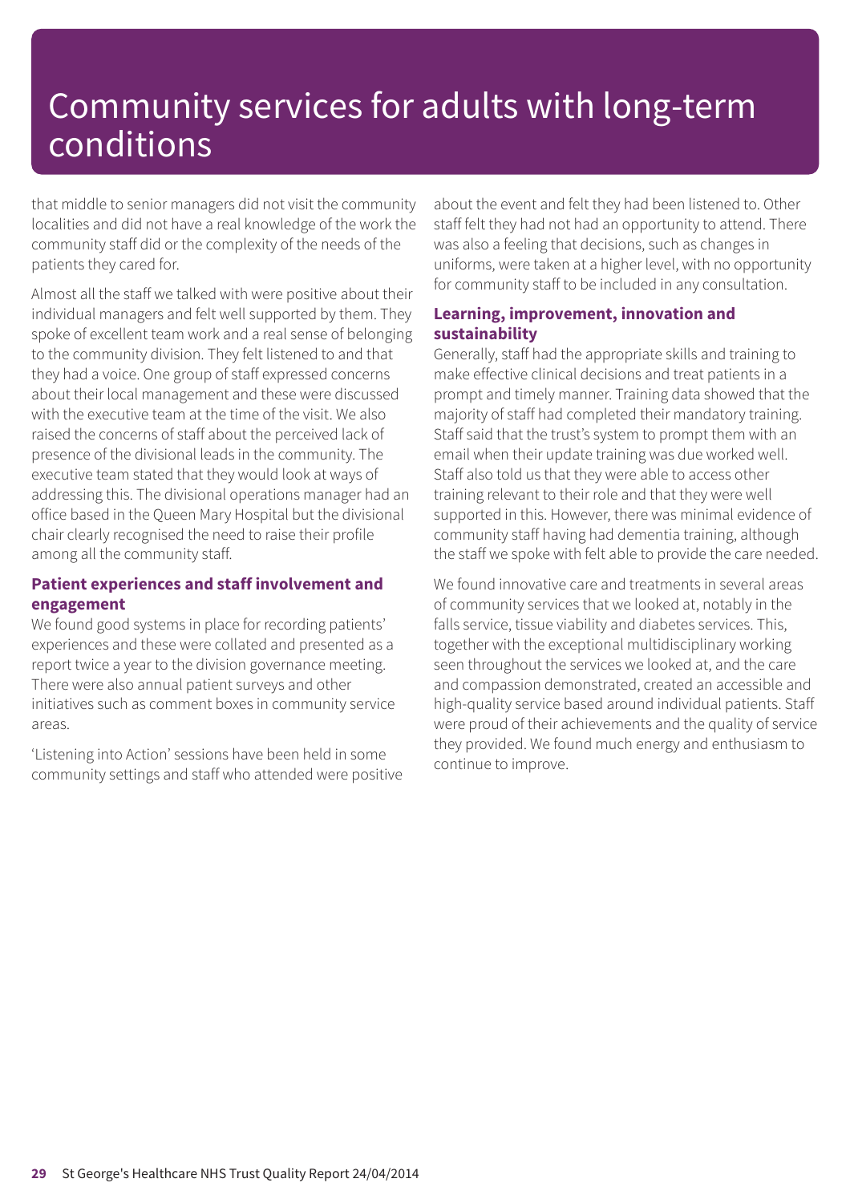# Community services for adults with long-term conditions

that middle to senior managers did not visit the community localities and did not have a real knowledge of the work the community staff did or the complexity of the needs of the patients they cared for.

Almost all the staff we talked with were positive about their individual managers and felt well supported by them. They spoke of excellent team work and a real sense of belonging to the community division. They felt listened to and that they had a voice. One group of staff expressed concerns about their local management and these were discussed with the executive team at the time of the visit. We also raised the concerns of staff about the perceived lack of presence of the divisional leads in the community. The executive team stated that they would look at ways of addressing this. The divisional operations manager had an office based in the Queen Mary Hospital but the divisional chair clearly recognised the need to raise their profile among all the community staff.

### Patient experiences and staff involvement and engagement

We found good systems in place for recording patients' experiences and these were collated and presented as a report twice a year to the division governance meeting. There were also annual patient surveys and other initiatives such as comment boxes in community service areas.

'Listening into Action' sessions have been held in some community settings and staff who attended were positive about the event and felt they had been listened to. Other staff felt they had not had an opportunity to attend. There was also a feeling that decisions, such as changes in uniforms, were taken at a higher level, with no opportunity for community staff to be included in any consultation.

### Learning, improvement, innovation and sustainability

Generally, staff had the appropriate skills and training to make effective clinical decisions and treat patients in a prompt and timely manner. Training data showed that the majority of staff had completed their mandatory training. Staff said that the trust's system to prompt them with an email when their update training was due worked well. Staff also told us that they were able to access other training relevant to their role and that they were well supported in this. However, there was minimal evidence of community staff having had dementia training, although the staff we spoke with felt able to provide the care needed.

We found innovative care and treatments in several areas of community services that we looked at, notably in the falls service, tissue viability and diabetes services. This, together with the exceptional multidisciplinary working seen throughout the services we looked at, and the care and compassion demonstrated, created an accessible and high-quality service based around individual patients. Staff were proud of their achievements and the quality of service they provided. We found much energy and enthusiasm to continue to improve.